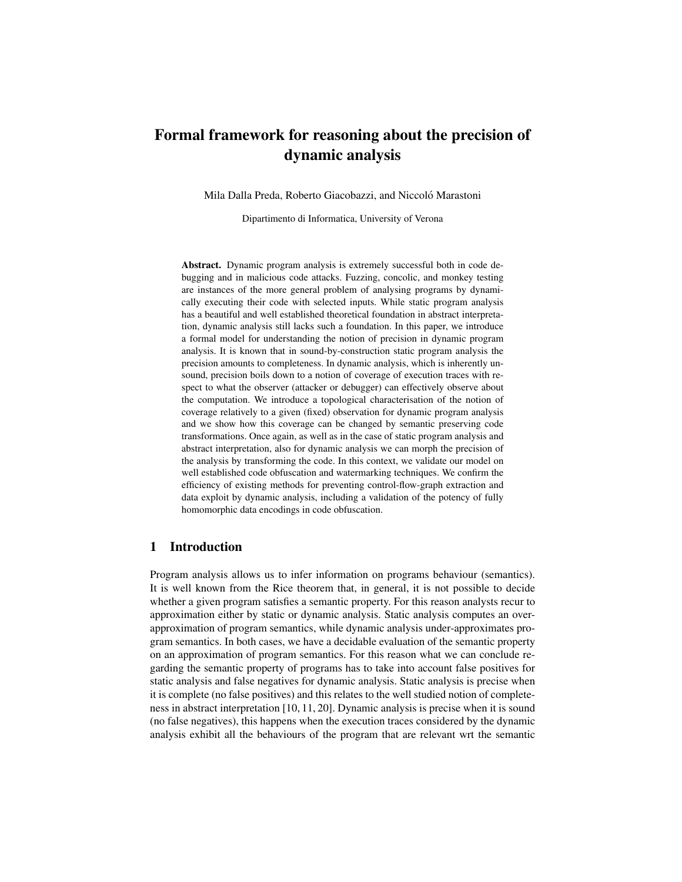# Formal framework for reasoning about the precision of dynamic analysis

Mila Dalla Preda, Roberto Giacobazzi, and Niccoló Marastoni

Dipartimento di Informatica, University of Verona

**Abstract.** Dynamic program analysis is extremely successful both in code debugging and in malicious code attacks. Fuzzing, concolic, and monkey testing are instances of the more general problem of analysing programs by dynamically executing their code with selected inputs. While static program analysis has a beautiful and well established theoretical foundation in abstract interpretation, dynamic analysis still lacks such a foundation. In this paper, we introduce a formal model for understanding the notion of precision in dynamic program analysis. It is known that in sound-by-construction static program analysis the precision amounts to completeness. In dynamic analysis, which is inherently unsound, precision boils down to a notion of coverage of execution traces with respect to what the observer (attacker or debugger) can effectively observe about the computation. We introduce a topological characterisation of the notion of coverage relatively to a given (fixed) observation for dynamic program analysis and we show how this coverage can be changed by semantic preserving code transformations. Once again, as well as in the case of static program analysis and abstract interpretation, also for dynamic analysis we can morph the precision of the analysis by transforming the code. In this context, we validate our model on well established code obfuscation and watermarking techniques. We confirm the efficiency of existing methods for preventing control-flow-graph extraction and data exploit by dynamic analysis, including a validation of the potency of fully homomorphic data encodings in code obfuscation.

## 1 Introduction

Program analysis allows us to infer information on programs behaviour (semantics). It is well known from the Rice theorem that, in general, it is not possible to decide whether a given program satisfies a semantic property. For this reason analysts recur to approximation either by static or dynamic analysis. Static analysis computes an over-approximation of program semantics, while dynamic analysis under-approximates program semantics. In both cases, we have a decidable evaluation of the semantic property on an approximation of program semantics. For this reason what we can conclude regarding the semantic property of programs has to take into account false positives for static analysis and false negatives for dynamic analysis. Static analysis is precise when it is complete (no false positives) and this relates to the well studied notion of completeness in abstract interpretation [10, 11, 20]. Dynamic analysis is precise when it is sound (no false negatives), this happens when the execution traces considered by the dynamic analysis exhibit all the behaviours of the program that are relevant wrt the semantic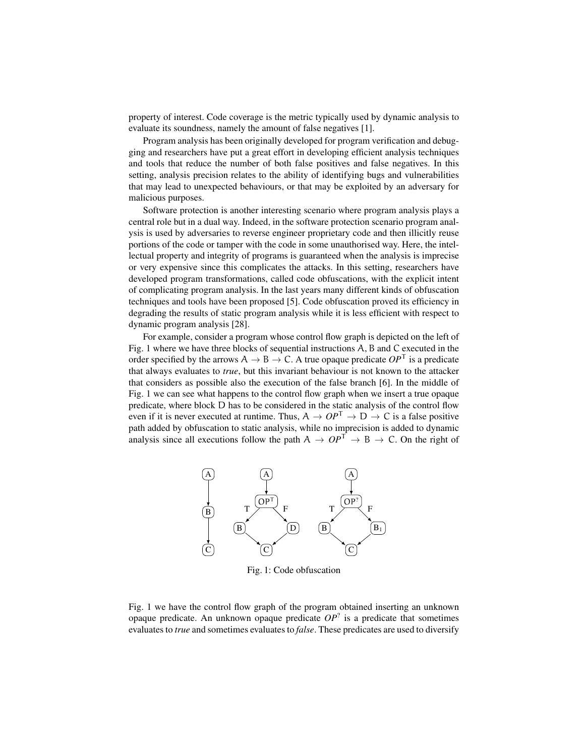property of interest. Code coverage is the metric typically used by dynamic analysis to evaluate its soundness, namely the amount of false negatives [1].

Program analysis has been originally developed for program verification and debugging and researchers have put a great effort in developing efficient analysis techniques and tools that reduce the number of both false positives and false negatives. In this setting, analysis precision relates to the ability of identifying bugs and vulnerabilities that may lead to unexpected behaviours, or that may be exploited by an adversary for malicious purposes.

Software protection is another interesting scenario where program analysis plays a central role but in a dual way. Indeed, in the software protection scenario program analysis is used by adversaries to reverse engineer proprietary code and then illicitly reuse portions of the code or tamper with the code in some unauthorised way. Here, the intellectual property and integrity of programs is guaranteed when the analysis is imprecise or very expensive since this complicates the attacks. In this setting, researchers have developed program transformations, called code obfuscations, with the explicit intent of complicating program analysis. In the last years many different kinds of obfuscation techniques and tools have been proposed [5]. Code obfuscation proved its efficiency in degrading the results of static program analysis while it is less efficient with respect to dynamic program analysis [28].

For example, consider a program whose control flow graph is depicted on the left of Fig. 1 where we have three blocks of sequential instructions A, B and C executed in the order specified by the arrows $\mathsf{A} \rightarrow \mathsf{B} \rightarrow \mathsf{C}$. A true opaque predicate $OP^{\mathsf{T}}$ is a predicate that always evaluates to *true*, but this invariant behaviour is not known to the attacker that considers as possible also the execution of the false branch [6]. In the middle of Fig. 1 we can see what happens to the control flow graph when we insert a true opaque predicate, where block D has to be considered in the static analysis of the control flow even if it is never executed at runtime. Thus, $\mathsf{A} \rightarrow OP^{\mathsf{T}} \rightarrow \mathsf{D} \rightarrow \mathsf{C}$ is a false positive path added by obfuscation to static analysis, while no imprecision is added to dynamic analysis since all executions follow the path $\mathsf{A} \rightarrow OP^{\mathsf{T}} \rightarrow \mathsf{B} \rightarrow \mathsf{C}$. On the right of Fig. 1 we have the control flow graph of the program obtained inserting an unknown opaque predicate. An unknown opaque predicate $OP^{?}$ is a predicate that sometimes evaluates to *true* and sometimes evaluates to *false*. These predicates are used to diversify

Fig. 1: Code obfuscation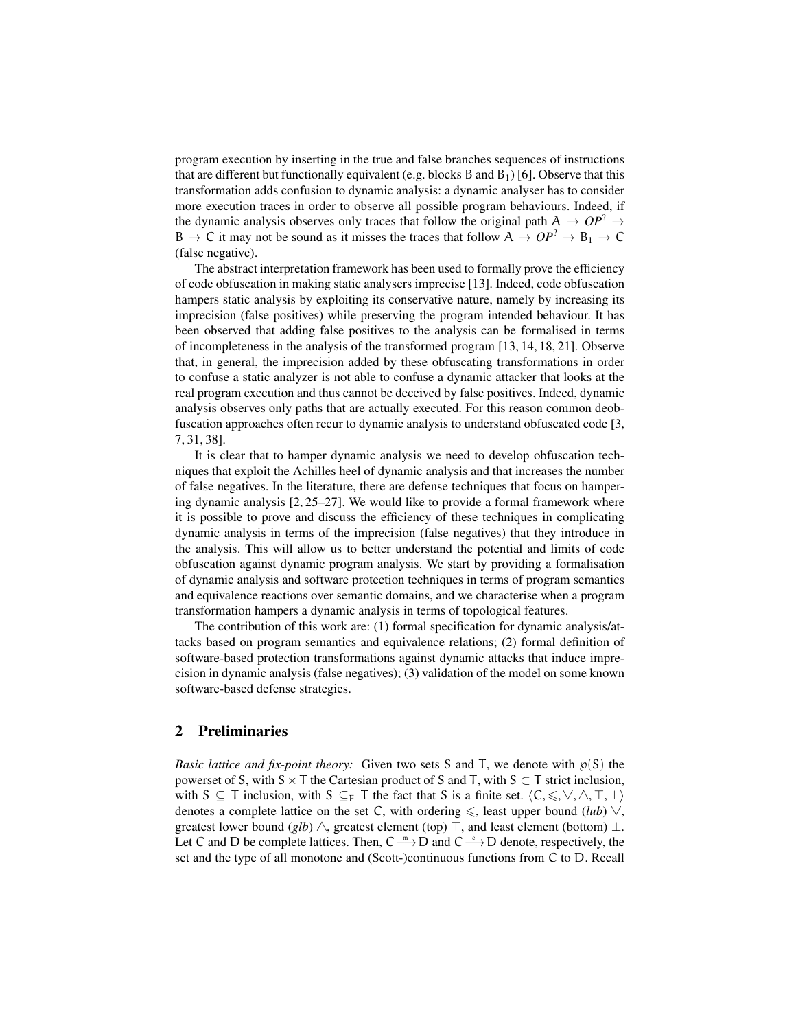program execution by inserting in the true and false branches sequences of instructions that are different but functionally equivalent (e.g. blocks $\mathsf{B}$ and $\mathsf{B}_1$) [6]. Observe that this transformation adds confusion to dynamic analysis: a dynamic analyser has to consider more execution traces in order to observe all possible program behaviours. Indeed, if the dynamic analysis observes only traces that follow the original path $\mathsf{A} \rightarrow OP^? \rightarrow \mathsf{B} \rightarrow \mathsf{C}$ it may not be sound as it misses the traces that follow $\mathsf{A} \rightarrow OP^? \rightarrow \mathsf{B}_1 \rightarrow \mathsf{C}$ (false negative).

The abstract interpretation framework has been used to formally prove the efficiency of code obfuscation in making static analysers imprecise [13]. Indeed, code obfuscation hampers static analysis by exploiting its conservative nature, namely by increasing its imprecision (false positives) while preserving the program intended behaviour. It has been observed that adding false positives to the analysis can be formalised in terms of incompleteness in the analysis of the transformed program [13, 14, 18, 21]. Observe that, in general, the imprecision added by these obfuscating transformations in order to confuse a static analyzer is not able to confuse a dynamic attacker that looks at the real program execution and thus cannot be deceived by false positives. Indeed, dynamic analysis observes only paths that are actually executed. For this reason common deobfuscation approaches often recur to dynamic analysis to understand obfuscated code [3, 7, 31, 38].

It is clear that to hamper dynamic analysis we need to develop obfuscation techniques that exploit the Achilles heel of dynamic analysis and that increases the number of false negatives. In the literature, there are defense techniques that focus on hampering dynamic analysis [2, 25–27]. We would like to provide a formal framework where it is possible to prove and discuss the efficiency of these techniques in complicating dynamic analysis in terms of the imprecision (false negatives) that they introduce in the analysis. This will allow us to better understand the potential and limits of code obfuscation against dynamic program analysis. We start by providing a formalisation of dynamic analysis and software protection techniques in terms of program semantics and equivalence reactions over semantic domains, and we characterise when a program transformation hampers a dynamic analysis in terms of topological features.

The contribution of this work are: (1) formal specification for dynamic analysis/attacks based on program semantics and equivalence relations; (2) formal definition of software-based protection transformations against dynamic attacks that induce imprecision in dynamic analysis (false negatives); (3) validation of the model on some known software-based defense strategies.

## 2 Preliminaries

*Basic lattice and fix-point theory:* Given two sets $\mathsf{S}$ and $\mathsf{T}$, we denote with $\wp(\mathsf{S})$ the powerset of $\mathsf{S}$, with $\mathsf{S} \times \mathsf{T}$ the Cartesian product of $\mathsf{S}$ and $\mathsf{T}$, with $\mathsf{S} \subset \mathsf{T}$ strict inclusion, with $\mathsf{S} \subseteq \mathsf{T}$ inclusion, with $\mathsf{S} \subseteq_{\mathsf{F}} \mathsf{T}$ the fact that $\mathsf{S}$ is a finite set. $\langle \mathsf{C}, \leqslant, \vee, \wedge, \top, \bot \rangle$ denotes a complete lattice on the set $\mathsf{C}$, with ordering $\leqslant$, least upper bound (*lub*) $\vee$, greatest lower bound (*glb*) $\wedge$, greatest element (top) $\top$, and least element (bottom) $\bot$. Let $\mathsf{C}$ and $\mathsf{D}$ be complete lattices. Then, $\mathsf{C} \xrightarrow{m} \mathsf{D}$ and $\mathsf{C} \xrightarrow{c} \mathsf{D}$ denote, respectively, the set and the type of all monotone and (Scott-)continuous functions from $\mathsf{C}$ to $\mathsf{D}$. Recall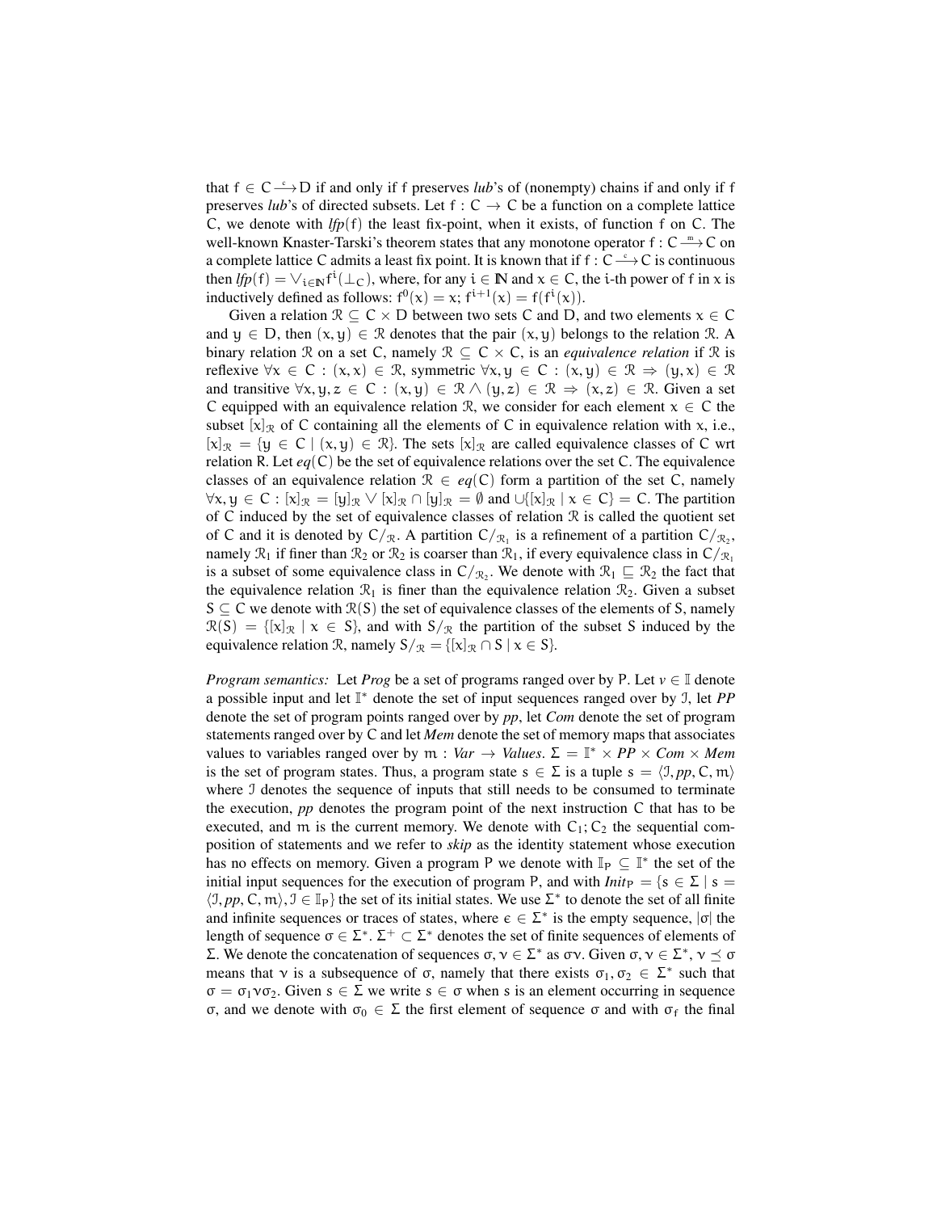that $f \in C \xrightarrow{c} D$ if and only if f preserves *lub*'s of (nonempty) chains if and only if f preserves *lub*'s of directed subsets. Let $f : C \to C$ be a function on a complete lattice C, we denote with $lfp(f)$ the least fix-point, when it exists, of function f on C. The well-known Knaster-Tarski's theorem states that any monotone operator $f : C \xrightarrow{m} C$ on a complete lattice C admits a least fix point. It is known that if $f : C \xrightarrow{c} C$ is continuous then $lfp(f) = \vee_{i \in \mathbb{N}} f^i(\bot_C)$, where, for any $i \in \mathbb{N}$ and $x \in C$, the i-th power of f in x is inductively defined as follows: $f^0(x) = x$; $f^{i+1}(x) = f(f^i(x))$.

Given a relation $\mathcal{R} \subseteq C \times D$ between two sets C and D, and two elements $x \in C$ and $y \in D$, then $(x, y) \in \mathcal{R}$ denotes that the pair $(x, y)$ belongs to the relation $\mathcal{R}$. A binary relation $\mathcal{R}$ on a set C, namely $\mathcal{R} \subseteq C \times C$, is an *equivalence relation* if $\mathcal{R}$ is reflexive $\forall x \in C : (x, x) \in \mathcal{R}$, symmetric $\forall x, y \in C : (x, y) \in \mathcal{R} \Rightarrow (y, x) \in \mathcal{R}$ and transitive $\forall x, y, z \in C : (x, y) \in \mathcal{R} \wedge (y, z) \in \mathcal{R} \Rightarrow (x, z) \in \mathcal{R}$. Given a set C equipped with an equivalence relation $\mathcal{R}$, we consider for each element $x \in C$ the subset $[x]_\mathcal{R}$ of C containing all the elements of C in equivalence relation with x, i.e., $[x]_\mathcal{R} = \{y \in C \mid (x, y) \in \mathcal{R}\}$. The sets $[x]_\mathcal{R}$ are called equivalence classes of C wrt relation R. Let $eq(C)$ be the set of equivalence relations over the set C. The equivalence classes of an equivalence relation $\mathcal{R} \in eq(C)$ form a partition of the set C, namely $\forall x, y \in C : [x]_\mathcal{R} = [y]_\mathcal{R} \vee [x]_\mathcal{R} \cap [y]_\mathcal{R} = \emptyset$ and $\cup\{[x]_\mathcal{R} \mid x \in C\} = C$. The partition of C induced by the set of equivalence classes of relation $\mathcal{R}$ is called the quotient set of C and it is denoted by $C/_\mathcal{R}$. A partition $C/_{\mathcal{R}_1}$ is a refinement of a partition $C/_{\mathcal{R}_2}$, namely $\mathcal{R}_1$ if finer than $\mathcal{R}_2$ or $\mathcal{R}_2$ is coarser than $\mathcal{R}_1$, if every equivalence class in $C/_{\mathcal{R}_1}$ is a subset of some equivalence class in $C/_{\mathcal{R}_2}$. We denote with $\mathcal{R}_1 \sqsubseteq \mathcal{R}_2$ the fact that the equivalence relation $\mathcal{R}_1$ is finer than the equivalence relation $\mathcal{R}_2$. Given a subset $S \subseteq C$ we denote with $\mathcal{R}(S)$ the set of equivalence classes of the elements of S, namely $\mathcal{R}(S) = \{[x]_\mathcal{R} \mid x \in S\}$, and with $S/_\mathcal{R}$ the partition of the subset S induced by the equivalence relation $\mathcal{R}$, namely $S/_\mathcal{R} = \{[x]_\mathcal{R} \cap S \mid x \in S\}$.

*Program semantics:* Let *Prog* be a set of programs ranged over by P. Let $v \in \mathbb{I}$ denote a possible input and let $\mathbb{I}^*$ denote the set of input sequences ranged over by $\mathcal{I}$, let *PP* denote the set of program points ranged over by *pp*, let *Com* denote the set of program statements ranged over by C and let *Mem* denote the set of memory maps that associates values to variables ranged over by $m : Var \to Values$. $\Sigma = \mathbb{I}^* \times PP \times Com \times Mem$ is the set of program states. Thus, a program state $s \in \Sigma$ is a tuple $s = \langle \mathcal{I}, pp, C, m \rangle$ where $\mathcal{I}$ denotes the sequence of inputs that still needs to be consumed to terminate the execution, *pp* denotes the program point of the next instruction C that has to be executed, and m is the current memory. We denote with $C_1; C_2$ the sequential composition of statements and we refer to *skip* as the identity statement whose execution has no effects on memory. Given a program P we denote with $\mathbb{I}_P \subseteq \mathbb{I}^*$ the set of the initial input sequences for the execution of program P, and with $Init_P = \{s \in \Sigma \mid s = \langle \mathcal{I}, pp, C, m \rangle, \mathcal{I} \in \mathbb{I}_P\}$ the set of its initial states. We use $\Sigma^*$ to denote the set of all finite and infinite sequences or traces of states, where $\epsilon \in \Sigma^*$ is the empty sequence, $|\sigma|$ the length of sequence $\sigma \in \Sigma^*$. $\Sigma^+ \subset \Sigma^*$ denotes the set of finite sequences of elements of $\Sigma$. We denote the concatenation of sequences $\sigma, \nu \in \Sigma^*$ as $\sigma\nu$. Given $\sigma, \nu \in \Sigma^*$, $\nu \preceq \sigma$ means that $\nu$ is a subsequence of $\sigma$, namely that there exists $\sigma_1, \sigma_2 \in \Sigma^*$ such that $\sigma = \sigma_1 \nu \sigma_2$. Given $s \in \Sigma$ we write $s \in \sigma$ when s is an element occurring in sequence $\sigma$, and we denote with $\sigma_0 \in \Sigma$ the first element of sequence $\sigma$ and with $\sigma_f$ the final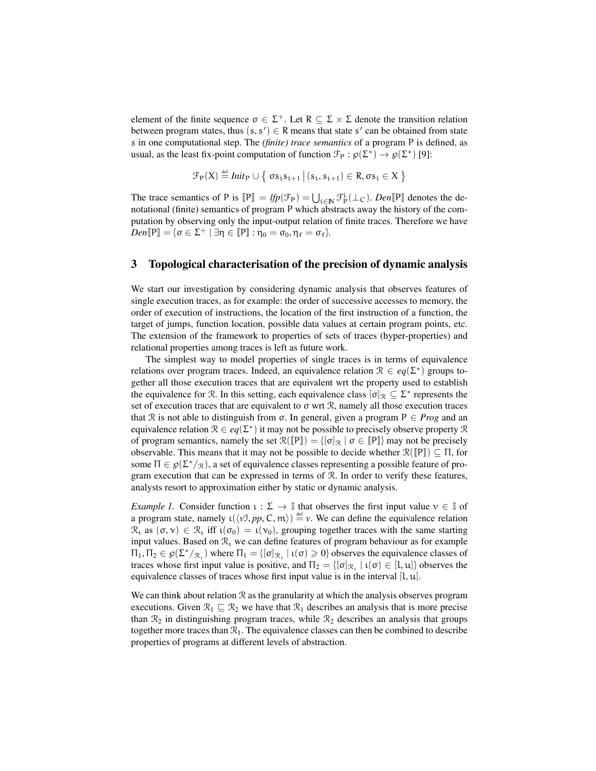element of the finite sequence $\sigma \in \Sigma^+$. Let $R \subseteq \Sigma \times \Sigma$ denote the transition relation between program states, thus $(s, s') \in R$ means that state $s'$ can be obtained from state $s$ in one computational step. The *(finite) trace semantics* of a program P is defined, as usual, as the least fix-point computation of function $\mathcal{F}_P : \wp(\Sigma^*) \to \wp(\Sigma^*)$ [9]:

$$\mathcal{F}_P(X) \stackrel{\text{def}}{=} \mathit{Init}_P \cup \left\{ \sigma s_i s_{i+1} \,\middle|\, (s_i, s_{i+1}) \in R, \sigma s_i \in X \right\}$$

The trace semantics of P is $[\![P]\!] = \mathit{lfp}(\mathcal{F}_P) = \bigcup_{i \in \mathbb{N}} \mathcal{F}_P^i(\bot_C)$. $\mathit{Den}[\![P]\!]$ denotes the denotational (finite) semantics of program P which abstracts away the history of the computation by observing only the input-output relation of finite traces. Therefore we have $\mathit{Den}[\![P]\!] = \{\sigma \in \Sigma^+ \mid \exists \eta \in [\![P]\!] : \eta_0 = \sigma_0, \eta_f = \sigma_f\}$.

## 3 Topological characterisation of the precision of dynamic analysis

We start our investigation by considering dynamic analysis that observes features of single execution traces, as for example: the order of successive accesses to memory, the order of execution of instructions, the location of the first instruction of a function, the target of jumps, function location, possible data values at certain program points, etc. The extension of the framework to properties of sets of traces (hyper-properties) and relational properties among traces is left as future work.

The simplest way to model properties of single traces is in terms of equivalence relations over program traces. Indeed, an equivalence relation $\mathcal{R} \in \mathit{eq}(\Sigma^*)$ groups together all those execution traces that are equivalent wrt the property used to establish the equivalence for $\mathcal{R}$. In this setting, each equivalence class $[\sigma]_{\mathcal{R}} \subseteq \Sigma^*$ represents the set of execution traces that are equivalent to $\sigma$ wrt $\mathcal{R}$, namely all those execution traces that $\mathcal{R}$ is not able to distinguish from $\sigma$. In general, given a program $P \in \mathit{Prog}$ and an equivalence relation $\mathcal{R} \in \mathit{eq}(\Sigma^*)$ it may not be possible to precisely observe property $\mathcal{R}$ of program semantics, namely the set $\mathcal{R}([\![P]\!]) = \{[\sigma]_{\mathcal{R}} \mid \sigma \in [\![P]\!]\}$ may not be precisely observable. This means that it may not be possible to decide whether $\mathcal{R}([\![P]\!]) \subseteq \Pi$, for some $\Pi \in \wp(\Sigma^*/_{\mathcal{R}})$, a set of equivalence classes representing a possible feature of program execution that can be expressed in terms of $\mathcal{R}$. In order to verify these features, analysts resort to approximation either by static or dynamic analysis.

*Example 1.* Consider function $\iota : \Sigma \to \mathbb{I}$ that observes the first input value $v \in \mathbb{I}$ of a program state, namely $\iota(\langle v\mathcal{I}, pp, C, m\rangle) \stackrel{\text{def}}{=} v$. We can define the equivalence relation $\mathcal{R}_\iota$ as $(\sigma, \nu) \in \mathcal{R}_\iota$ iff $\iota(\sigma_0) = \iota(\nu_0)$, grouping together traces with the same starting input values. Based on $\mathcal{R}_\iota$ we can define features of program behaviour as for example $\Pi_1, \Pi_2 \in \wp(\Sigma^*/_{\mathcal{R}_\iota})$ where $\Pi_1 = \{[\sigma]_{\mathcal{R}_\iota} \mid \iota(\sigma) \geqslant 0\}$ observes the equivalence classes of traces whose first input value is positive, and $\Pi_2 = \{[\sigma]_{\mathcal{R}_\iota} \mid \iota(\sigma) \in [l, u]\}$ observes the equivalence classes of traces whose first input value is in the interval $[l, u]$.

We can think about relation $\mathcal{R}$ as the granularity at which the analysis observes program executions. Given $\mathcal{R}_1 \sqsubseteq \mathcal{R}_2$ we have that $\mathcal{R}_1$ describes an analysis that is more precise than $\mathcal{R}_2$ in distinguishing program traces, while $\mathcal{R}_2$ describes an analysis that groups together more traces than $\mathcal{R}_1$. The equivalence classes can then be combined to describe properties of programs at different levels of abstraction.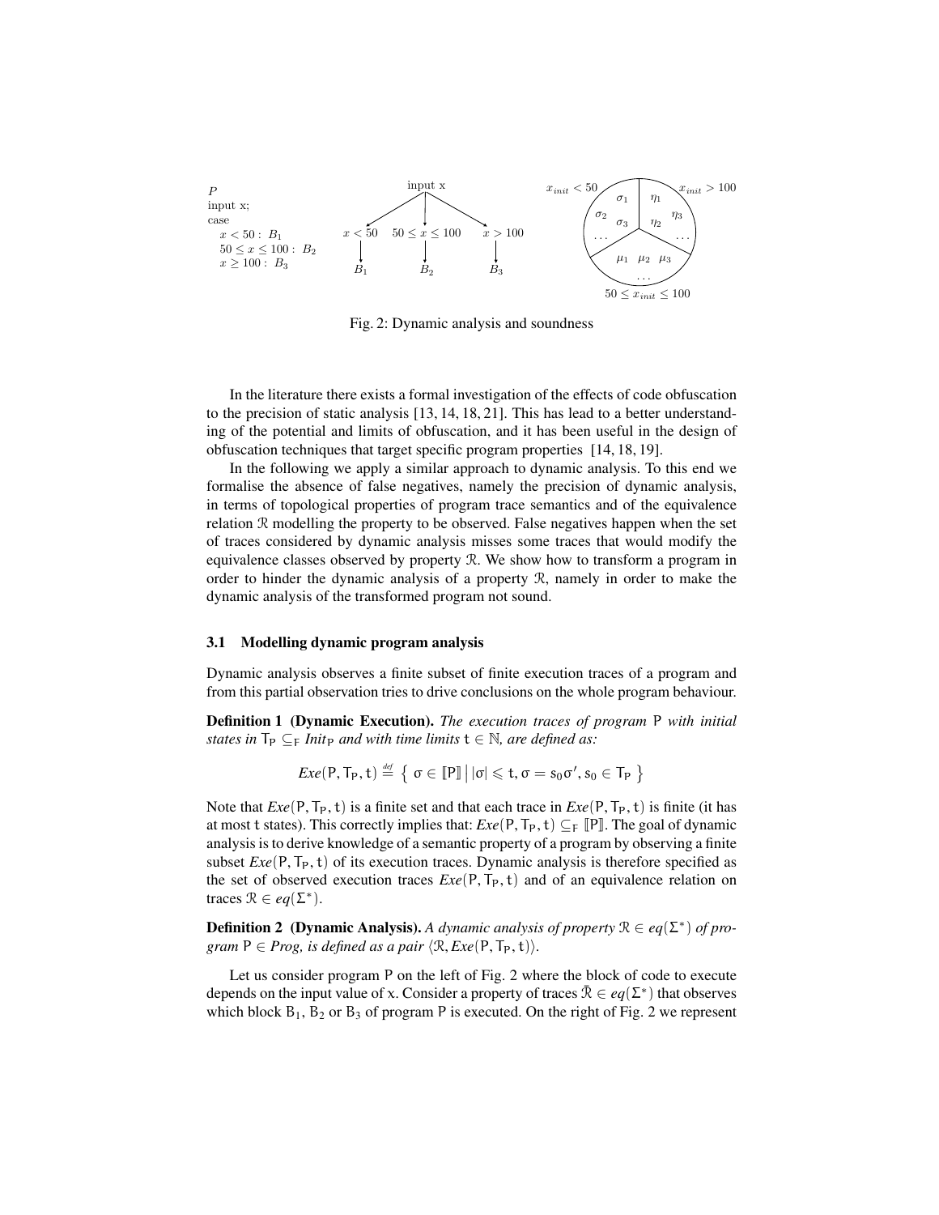P
input x;
case
  $x < 50$ : $B_1$
  $50 \leq x \leq 100$ : $B_2$
  $x \geq 100$ : $B_3$

Fig. 2: Dynamic analysis and soundness

In the literature there exists a formal investigation of the effects of code obfuscation to the precision of static analysis [13, 14, 18, 21]. This has lead to a better understanding of the potential and limits of obfuscation, and it has been useful in the design of obfuscation techniques that target specific program properties [14, 18, 19].

In the following we apply a similar approach to dynamic analysis. To this end we formalise the absence of false negatives, namely the precision of dynamic analysis, in terms of topological properties of program trace semantics and of the equivalence relation $\mathcal{R}$ modelling the property to be observed. False negatives happen when the set of traces considered by dynamic analysis misses some traces that would modify the equivalence classes observed by property $\mathcal{R}$. We show how to transform a program in order to hinder the dynamic analysis of a property $\mathcal{R}$, namely in order to make the dynamic analysis of the transformed program not sound.

### 3.1 Modelling dynamic program analysis

Dynamic analysis observes a finite subset of finite execution traces of a program and from this partial observation tries to drive conclusions on the whole program behaviour.

**Definition 1 (Dynamic Execution).** *The execution traces of program* $\mathsf{P}$ *with initial states in* $\mathsf{T_P} \subseteq_{\mathsf{F}} \mathit{Init}_{\mathsf{P}}$ *and with time limits* $\mathsf{t} \in \mathbb{N}$*, are defined as:*

$$\mathit{Exe}(\mathsf{P}, \mathsf{T_P}, \mathsf{t}) \stackrel{\text{def}}{=} \left\{ \sigma \in [\![\mathsf{P}]\!] \,\middle|\, |\sigma| \leqslant \mathsf{t}, \sigma = \mathsf{s}_0\sigma', \mathsf{s}_0 \in \mathsf{T_P} \right\}$$

Note that $\mathit{Exe}(\mathsf{P}, \mathsf{T_P}, \mathsf{t})$ is a finite set and that each trace in $\mathit{Exe}(\mathsf{P}, \mathsf{T_P}, \mathsf{t})$ is finite (it has at most $\mathsf{t}$ states). This correctly implies that: $\mathit{Exe}(\mathsf{P}, \mathsf{T_P}, \mathsf{t}) \subseteq_{\mathsf{F}} [\![\mathsf{P}]\!]$. The goal of dynamic analysis is to derive knowledge of a semantic property of a program by observing a finite subset $\mathit{Exe}(\mathsf{P}, \mathsf{T_P}, \mathsf{t})$ of its execution traces. Dynamic analysis is therefore specified as the set of observed execution traces $\mathit{Exe}(\mathsf{P}, \mathsf{T_P}, \mathsf{t})$ and of an equivalence relation on traces $\mathcal{R} \in \mathit{eq}(\Sigma^*)$.

**Definition 2 (Dynamic Analysis).** *A dynamic analysis of property* $\mathcal{R} \in \mathit{eq}(\Sigma^*)$ *of program* $\mathsf{P} \in \mathit{Prog}$*, is defined as a pair* $\langle \mathcal{R}, \mathit{Exe}(\mathsf{P}, \mathsf{T_P}, \mathsf{t}) \rangle$.

Let us consider program $\mathsf{P}$ on the left of Fig. 2 where the block of code to execute depends on the input value of x. Consider a property of traces $\bar{\mathcal{R}} \in \mathit{eq}(\Sigma^*)$ that observes which block $\mathsf{B}_1$, $\mathsf{B}_2$ or $\mathsf{B}_3$ of program $\mathsf{P}$ is executed. On the right of Fig. 2 we represent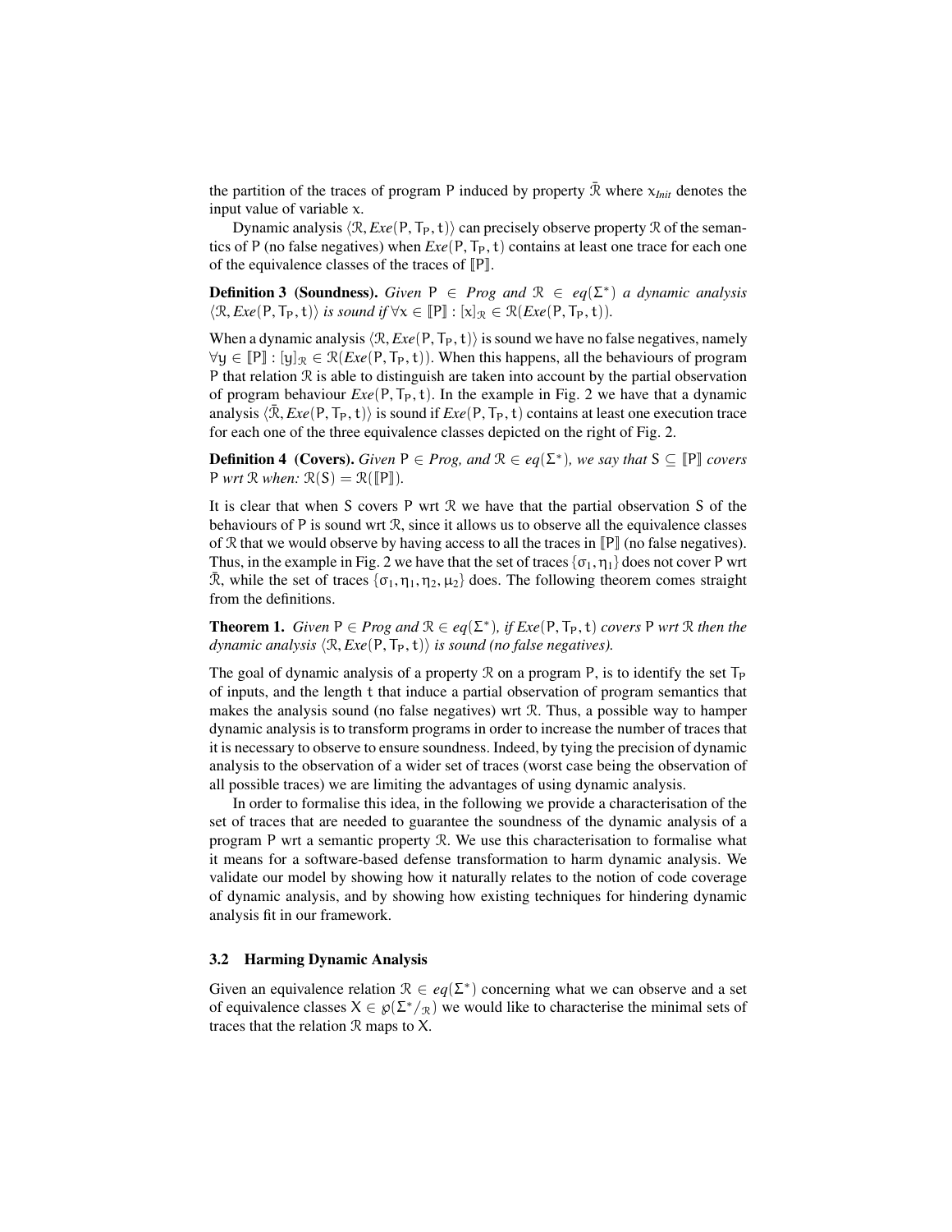the partition of the traces of program $\mathsf{P}$ induced by property $\bar{\mathcal{R}}$ where $\mathsf{x}_{Init}$ denotes the input value of variable $\mathsf{x}$.

Dynamic analysis $\langle \mathcal{R}, Exe(\mathsf{P}, \mathsf{T}_\mathsf{P}, \mathsf{t})\rangle$ can precisely observe property $\mathcal{R}$ of the semantics of $\mathsf{P}$ (no false negatives) when $Exe(\mathsf{P}, \mathsf{T}_\mathsf{P}, \mathsf{t})$ contains at least one trace for each one of the equivalence classes of the traces of $[\![\mathsf{P}]\!]$.

**Definition 3 (Soundness).** *Given* $\mathsf{P} \in Prog$ *and* $\mathcal{R} \in eq(\Sigma^*)$ *a dynamic analysis* $\langle \mathcal{R}, Exe(\mathsf{P}, \mathsf{T}_\mathsf{P}, \mathsf{t})\rangle$ *is sound if* $\forall \mathsf{x} \in [\![\mathsf{P}]\!] : [\mathsf{x}]_\mathcal{R} \in \mathcal{R}(Exe(\mathsf{P}, \mathsf{T}_\mathsf{P}, \mathsf{t}))$.

When a dynamic analysis $\langle \mathcal{R}, Exe(\mathsf{P}, \mathsf{T}_\mathsf{P}, \mathsf{t})\rangle$ is sound we have no false negatives, namely $\forall \mathsf{y} \in [\![\mathsf{P}]\!] : [\mathsf{y}]_\mathcal{R} \in \mathcal{R}(Exe(\mathsf{P}, \mathsf{T}_\mathsf{P}, \mathsf{t}))$. When this happens, all the behaviours of program $\mathsf{P}$ that relation $\mathcal{R}$ is able to distinguish are taken into account by the partial observation of program behaviour $Exe(\mathsf{P}, \mathsf{T}_\mathsf{P}, \mathsf{t})$. In the example in Fig. 2 we have that a dynamic analysis $\langle \bar{\mathcal{R}}, Exe(\mathsf{P}, \mathsf{T}_\mathsf{P}, \mathsf{t})\rangle$ is sound if $Exe(\mathsf{P}, \mathsf{T}_\mathsf{P}, \mathsf{t})$ contains at least one execution trace for each one of the three equivalence classes depicted on the right of Fig. 2.

**Definition 4 (Covers).** *Given* $\mathsf{P} \in Prog$*, and* $\mathcal{R} \in eq(\Sigma^*)$*, we say that* $\mathsf{S} \subseteq [\![\mathsf{P}]\!]$ *covers* $\mathsf{P}$ *wrt* $\mathcal{R}$ *when:* $\mathcal{R}(\mathsf{S}) = \mathcal{R}([\![\mathsf{P}]\!])$.

It is clear that when $\mathsf{S}$ covers $\mathsf{P}$ wrt $\mathcal{R}$ we have that the partial observation $\mathsf{S}$ of the behaviours of $\mathsf{P}$ is sound wrt $\mathcal{R}$, since it allows us to observe all the equivalence classes of $\mathcal{R}$ that we would observe by having access to all the traces in $[\![\mathsf{P}]\!]$ (no false negatives). Thus, in the example in Fig. 2 we have that the set of traces $\{\sigma_1, \eta_1\}$ does not cover $\mathsf{P}$ wrt $\bar{\mathcal{R}}$, while the set of traces $\{\sigma_1, \eta_1, \eta_2, \mu_2\}$ does. The following theorem comes straight from the definitions.

**Theorem 1.** *Given* $\mathsf{P} \in Prog$ *and* $\mathcal{R} \in eq(\Sigma^*)$*, if* $Exe(\mathsf{P}, \mathsf{T}_\mathsf{P}, \mathsf{t})$ *covers* $\mathsf{P}$ *wrt* $\mathcal{R}$ *then the dynamic analysis* $\langle \mathcal{R}, Exe(\mathsf{P}, \mathsf{T}_\mathsf{P}, \mathsf{t})\rangle$ *is sound (no false negatives).*

The goal of dynamic analysis of a property $\mathcal{R}$ on a program $\mathsf{P}$, is to identify the set $\mathsf{T}_\mathsf{P}$ of inputs, and the length $\mathsf{t}$ that induce a partial observation of program semantics that makes the analysis sound (no false negatives) wrt $\mathcal{R}$. Thus, a possible way to hamper dynamic analysis is to transform programs in order to increase the number of traces that it is necessary to observe to ensure soundness. Indeed, by tying the precision of dynamic analysis to the observation of a wider set of traces (worst case being the observation of all possible traces) we are limiting the advantages of using dynamic analysis.

In order to formalise this idea, in the following we provide a characterisation of the set of traces that are needed to guarantee the soundness of the dynamic analysis of a program $\mathsf{P}$ wrt a semantic property $\mathcal{R}$. We use this characterisation to formalise what it means for a software-based defense transformation to harm dynamic analysis. We validate our model by showing how it naturally relates to the notion of code coverage of dynamic analysis, and by showing how existing techniques for hindering dynamic analysis fit in our framework.

### 3.2 Harming Dynamic Analysis

Given an equivalence relation $\mathcal{R} \in eq(\Sigma^*)$ concerning what we can observe and a set of equivalence classes $\mathsf{X} \in \wp(\Sigma^*/_\mathcal{R})$ we would like to characterise the minimal sets of traces that the relation $\mathcal{R}$ maps to $\mathsf{X}$.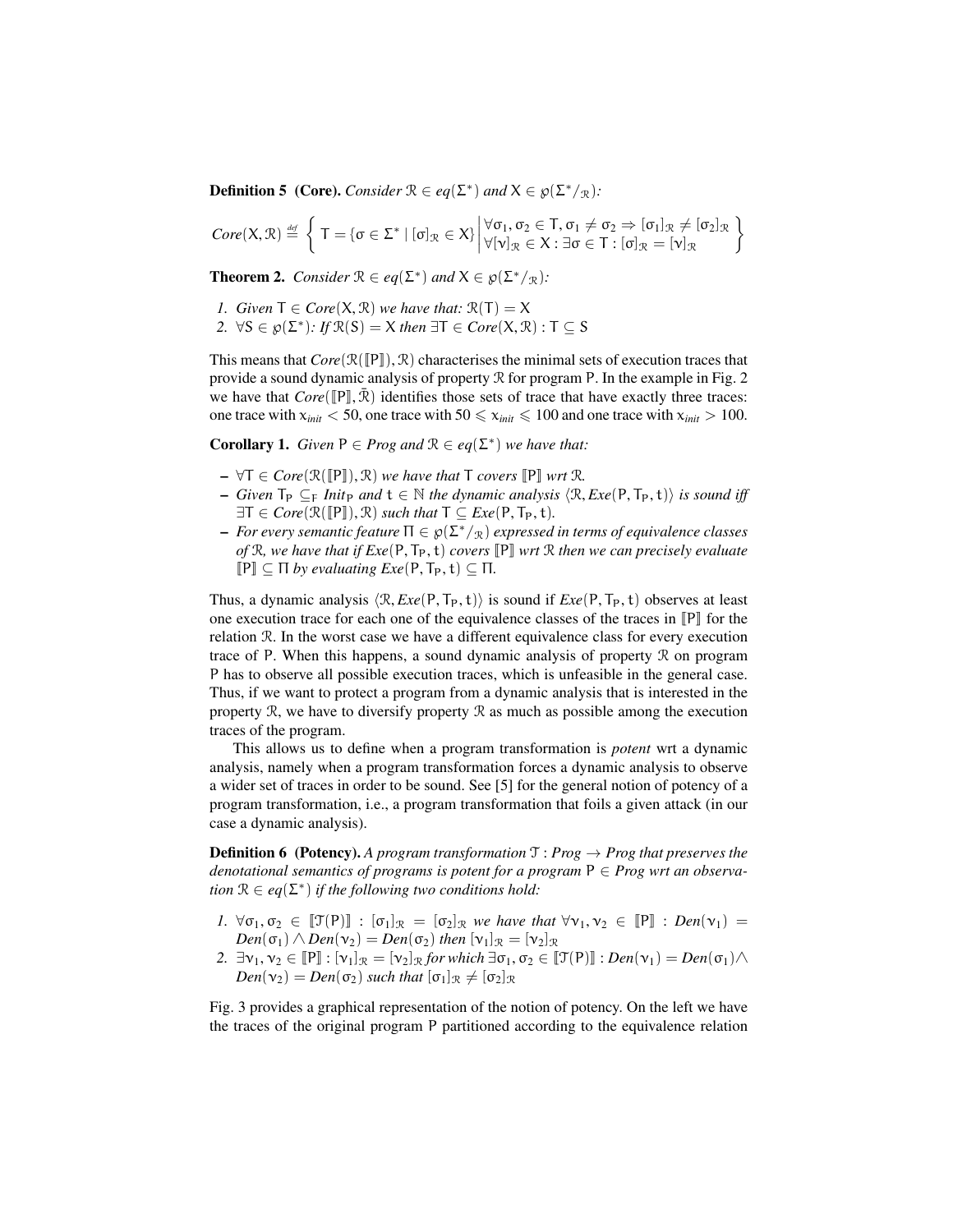**Definition 5 (Core).** *Consider $\mathcal{R} \in eq(\Sigma^*)$ and $X \in \wp(\Sigma^*/_{\mathcal{R}})$:*

$$Core(X, \mathcal{R}) \stackrel{def}{=} \left\{ T = \{\sigma \in \Sigma^* \mid [\sigma]_{\mathcal{R}} \in X\} \;\middle|\; \begin{array}{l} \forall \sigma_1, \sigma_2 \in T, \sigma_1 \neq \sigma_2 \Rightarrow [\sigma_1]_{\mathcal{R}} \neq [\sigma_2]_{\mathcal{R}} \\ \forall [\nu]_{\mathcal{R}} \in X : \exists \sigma \in T : [\sigma]_{\mathcal{R}} = [\nu]_{\mathcal{R}} \end{array} \right\}$$

**Theorem 2.** *Consider $\mathcal{R} \in eq(\Sigma^*)$ and $X \in \wp(\Sigma^*/_{\mathcal{R}})$:*

1. *Given $T \in Core(X, \mathcal{R})$ we have that: $\mathcal{R}(T) = X$*
2. *$\forall S \in \wp(\Sigma^*)$: If $\mathcal{R}(S) = X$ then $\exists T \in Core(X, \mathcal{R}) : T \subseteq S$*

This means that $Core(\mathcal{R}(\llbracket P \rrbracket), \mathcal{R})$ characterises the minimal sets of execution traces that provide a sound dynamic analysis of property $\mathcal{R}$ for program P. In the example in Fig. 2 we have that $Core(\llbracket P \rrbracket, \bar{\mathcal{R}})$ identifies those sets of trace that have exactly three traces: one trace with $x_{init} < 50$, one trace with $50 \leqslant x_{init} \leqslant 100$ and one trace with $x_{init} > 100$.

**Corollary 1.** *Given $P \in Prog$ and $\mathcal{R} \in eq(\Sigma^*)$ we have that:*

- *$\forall T \in Core(\mathcal{R}(\llbracket P \rrbracket), \mathcal{R})$ we have that T covers $\llbracket P \rrbracket$ wrt $\mathcal{R}$.*
- *Given $T_P \subseteq_F Init_P$ and $t \in \mathbb{N}$ the dynamic analysis $\langle \mathcal{R}, Exe(P, T_P, t) \rangle$ is sound iff $\exists T \in Core(\mathcal{R}(\llbracket P \rrbracket), \mathcal{R})$ such that $T \subseteq Exe(P, T_P, t)$.*
- *For every semantic feature $\Pi \in \wp(\Sigma^*/_{\mathcal{R}})$ expressed in terms of equivalence classes of $\mathcal{R}$, we have that if $Exe(P, T_P, t)$ covers $\llbracket P \rrbracket$ wrt $\mathcal{R}$ then we can precisely evaluate $\llbracket P \rrbracket \subseteq \Pi$ by evaluating $Exe(P, T_P, t) \subseteq \Pi$.*

Thus, a dynamic analysis $\langle \mathcal{R}, Exe(P, T_P, t) \rangle$ is sound if $Exe(P, T_P, t)$ observes at least one execution trace for each one of the equivalence classes of the traces in $\llbracket P \rrbracket$ for the relation $\mathcal{R}$. In the worst case we have a different equivalence class for every execution trace of P. When this happens, a sound dynamic analysis of property $\mathcal{R}$ on program P has to observe all possible execution traces, which is unfeasible in the general case. Thus, if we want to protect a program from a dynamic analysis that is interested in the property $\mathcal{R}$, we have to diversify property $\mathcal{R}$ as much as possible among the execution traces of the program.

This allows us to define when a program transformation is *potent* wrt a dynamic analysis, namely when a program transformation forces a dynamic analysis to observe a wider set of traces in order to be sound. See [5] for the general notion of potency of a program transformation, i.e., a program transformation that foils a given attack (in our case a dynamic analysis).

**Definition 6 (Potency).** *A program transformation $\mathcal{T} : Prog \to Prog$ that preserves the denotational semantics of programs is potent for a program $P \in Prog$ wrt an observation $\mathcal{R} \in eq(\Sigma^*)$ if the following two conditions hold:*

1. *$\forall \sigma_1, \sigma_2 \in \llbracket \mathcal{T}(P) \rrbracket : [\sigma_1]_{\mathcal{R}} = [\sigma_2]_{\mathcal{R}}$ we have that $\forall \nu_1, \nu_2 \in \llbracket P \rrbracket : Den(\nu_1) = Den(\sigma_1) \wedge Den(\nu_2) = Den(\sigma_2)$ then $[\nu_1]_{\mathcal{R}} = [\nu_2]_{\mathcal{R}}$*
2. *$\exists \nu_1, \nu_2 \in \llbracket P \rrbracket : [\nu_1]_{\mathcal{R}} = [\nu_2]_{\mathcal{R}}$ for which $\exists \sigma_1, \sigma_2 \in \llbracket \mathcal{T}(P) \rrbracket : Den(\nu_1) = Den(\sigma_1) \wedge Den(\nu_2) = Den(\sigma_2)$ such that $[\sigma_1]_{\mathcal{R}} \neq [\sigma_2]_{\mathcal{R}}$*

Fig. 3 provides a graphical representation of the notion of potency. On the left we have the traces of the original program P partitioned according to the equivalence relation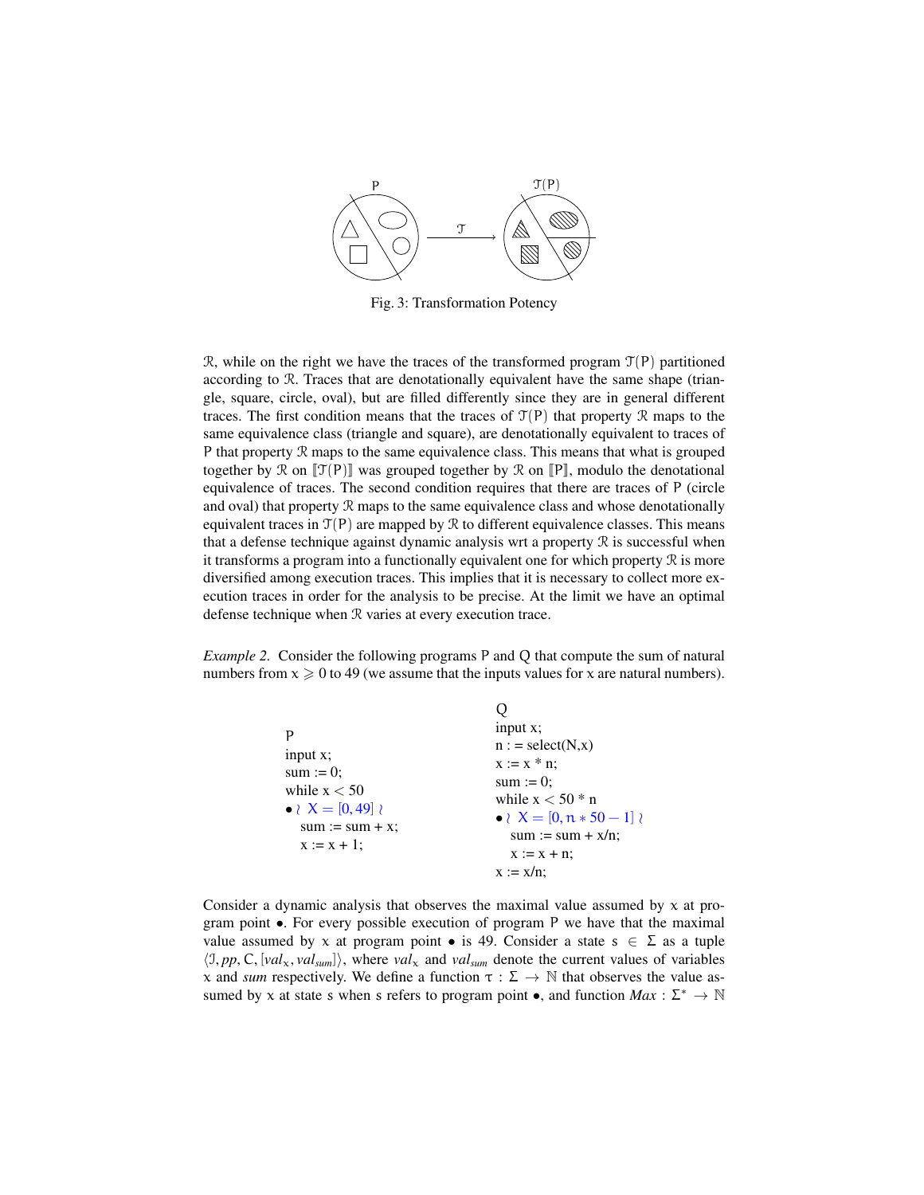Fig. 3: Transformation Potency

$\mathcal{R}$, while on the right we have the traces of the transformed program $\mathcal{T}(\mathsf{P})$ partitioned according to $\mathcal{R}$. Traces that are denotationally equivalent have the same shape (triangle, square, circle, oval), but are filled differently since they are in general different traces. The first condition means that the traces of $\mathcal{T}(\mathsf{P})$ that property $\mathcal{R}$ maps to the same equivalence class (triangle and square), are denotationally equivalent to traces of $\mathsf{P}$ that property $\mathcal{R}$ maps to the same equivalence class. This means that what is grouped together by $\mathcal{R}$ on $[\![\mathcal{T}(\mathsf{P})]\!]$ was grouped together by $\mathcal{R}$ on $[\![\mathsf{P}]\!]$, modulo the denotational equivalence of traces. The second condition requires that there are traces of $\mathsf{P}$ (circle and oval) that property $\mathcal{R}$ maps to the same equivalence class and whose denotationally equivalent traces in $\mathcal{T}(\mathsf{P})$ are mapped by $\mathcal{R}$ to different equivalence classes. This means that a defense technique against dynamic analysis wrt a property $\mathcal{R}$ is successful when it transforms a program into a functionally equivalent one for which property $\mathcal{R}$ is more diversified among execution traces. This implies that it is necessary to collect more execution traces in order for the analysis to be precise. At the limit we have an optimal defense technique when $\mathcal{R}$ varies at every execution trace.

*Example 2.* Consider the following programs $\mathsf{P}$ and $\mathsf{Q}$ that compute the sum of natural numbers from $x \geqslant 0$ to 49 (we assume that the inputs values for $x$ are natural numbers).

```
P
input x;
sum := 0;
while x < 50
• ≀ X = [0, 49] ≀
   sum := sum + x;
   x := x + 1;
```

```
Q
input x;
n : = select(N,x)
x := x * n;
sum := 0;
while x < 50 * n
• ≀ X = [0, n * 50 − 1] ≀
   sum := sum + x/n;
   x := x + n;
x := x/n;
```

Consider a dynamic analysis that observes the maximal value assumed by $x$ at program point $\bullet$. For every possible execution of program $\mathsf{P}$ we have that the maximal value assumed by $x$ at program point $\bullet$ is 49. Consider a state $s \in \Sigma$ as a tuple $\langle \mathcal{I}, pp, \mathsf{C}, [val_x, val_{sum}] \rangle$, where $val_x$ and $val_{sum}$ denote the current values of variables $x$ and *sum* respectively. We define a function $\tau : \Sigma \to \mathbb{N}$ that observes the value assumed by $x$ at state $s$ when $s$ refers to program point $\bullet$, and function $Max : \Sigma^* \to \mathbb{N}$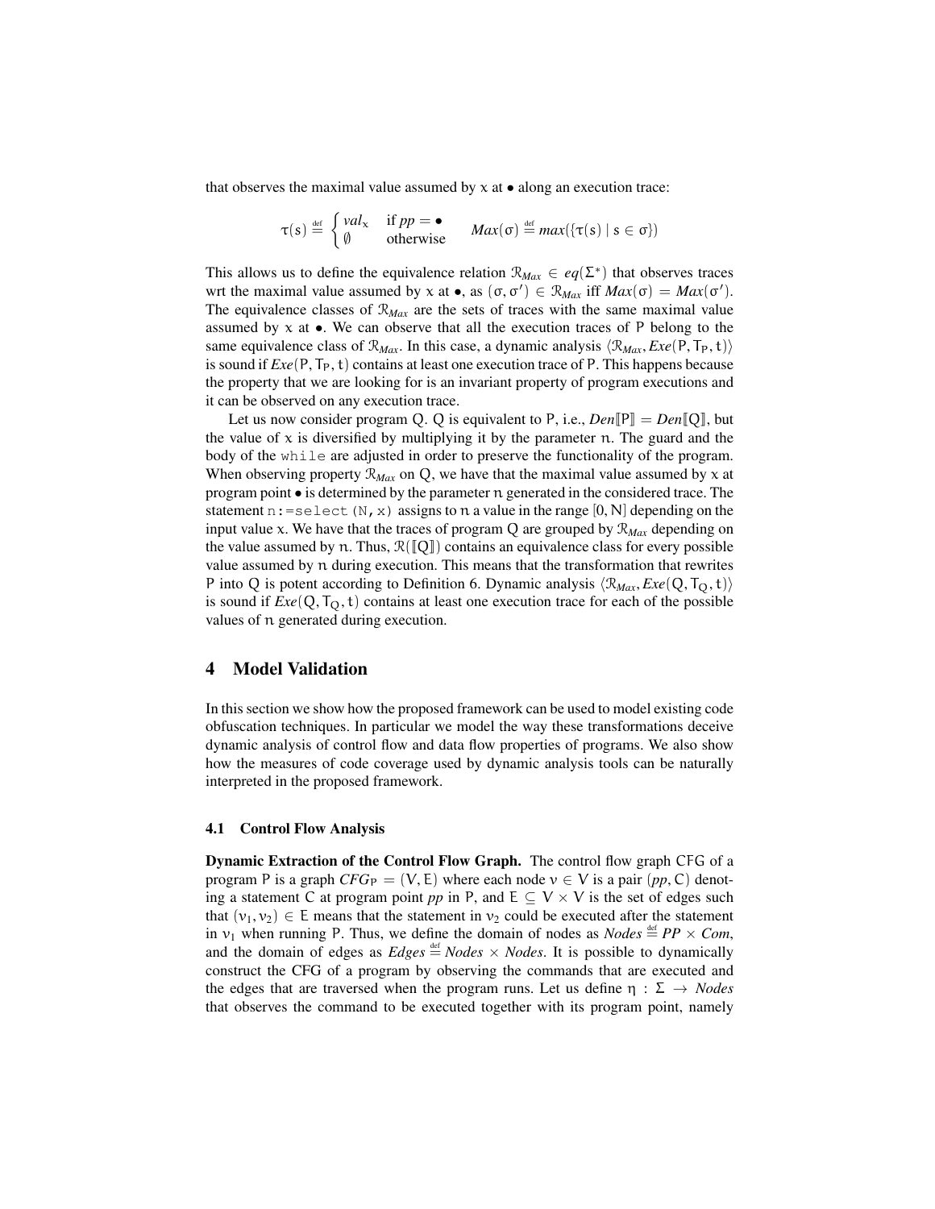that observes the maximal value assumed by $\mathsf{x}$ at $\bullet$ along an execution trace:

$$\tau(s) \stackrel{\text{def}}{=} \begin{cases} val_{\mathsf{x}} & \text{if } pp = \bullet \\ \emptyset & \text{otherwise} \end{cases} \qquad Max(\sigma) \stackrel{\text{def}}{=} max(\{\tau(s) \mid s \in \sigma\})$$

This allows us to define the equivalence relation $\mathcal{R}_{Max} \in eq(\Sigma^*)$ that observes traces wrt the maximal value assumed by $\mathsf{x}$ at $\bullet$, as $(\sigma, \sigma') \in \mathcal{R}_{Max}$ iff $Max(\sigma) = Max(\sigma')$. The equivalence classes of $\mathcal{R}_{Max}$ are the sets of traces with the same maximal value assumed by $\mathsf{x}$ at $\bullet$. We can observe that all the execution traces of P belong to the same equivalence class of $\mathcal{R}_{Max}$. In this case, a dynamic analysis $\langle \mathcal{R}_{Max}, Exe(\mathsf{P}, \mathsf{T}_{\mathsf{P}}, \mathsf{t}) \rangle$ is sound if $Exe(\mathsf{P}, \mathsf{T}_{\mathsf{P}}, \mathsf{t})$ contains at least one execution trace of P. This happens because the property that we are looking for is an invariant property of program executions and it can be observed on any execution trace.

Let us now consider program Q. Q is equivalent to P, i.e., $Den[\![\mathsf{P}]\!] = Den[\![\mathsf{Q}]\!]$, but the value of $\mathsf{x}$ is diversified by multiplying it by the parameter $\mathsf{n}$. The guard and the body of the `while` are adjusted in order to preserve the functionality of the program. When observing property $\mathcal{R}_{Max}$ on Q, we have that the maximal value assumed by $\mathsf{x}$ at program point $\bullet$ is determined by the parameter $\mathsf{n}$ generated in the considered trace. The statement `n:=select(N,x)` assigns to $\mathsf{n}$ a value in the range $[0, \mathsf{N}]$ depending on the input value $\mathsf{x}$. We have that the traces of program Q are grouped by $\mathcal{R}_{Max}$ depending on the value assumed by $\mathsf{n}$. Thus, $\mathcal{R}([\![\mathsf{Q}]\!])$ contains an equivalence class for every possible value assumed by $\mathsf{n}$ during execution. This means that the transformation that rewrites P into Q is potent according to Definition 6. Dynamic analysis $\langle \mathcal{R}_{Max}, Exe(\mathsf{Q}, \mathsf{T}_{\mathsf{Q}}, \mathsf{t}) \rangle$ is sound if $Exe(\mathsf{Q}, \mathsf{T}_{\mathsf{Q}}, \mathsf{t})$ contains at least one execution trace for each of the possible values of $\mathsf{n}$ generated during execution.

## 4 Model Validation

In this section we show how the proposed framework can be used to model existing code obfuscation techniques. In particular we model the way these transformations deceive dynamic analysis of control flow and data flow properties of programs. We also show how the measures of code coverage used by dynamic analysis tools can be naturally interpreted in the proposed framework.

### 4.1 Control Flow Analysis

**Dynamic Extraction of the Control Flow Graph.** The control flow graph CFG of a program P is a graph $CFG_{\mathsf{P}} = (\mathsf{V}, \mathsf{E})$ where each node $\mathsf{v} \in \mathsf{V}$ is a pair $(pp, \mathsf{C})$ denoting a statement C at program point $pp$ in P, and $\mathsf{E} \subseteq \mathsf{V} \times \mathsf{V}$ is the set of edges such that $(\mathsf{v}_1, \mathsf{v}_2) \in \mathsf{E}$ means that the statement in $\mathsf{v}_2$ could be executed after the statement in $\mathsf{v}_1$ when running P. Thus, we define the domain of nodes as $Nodes \stackrel{\text{def}}{=} PP \times Com$, and the domain of edges as $Edges \stackrel{\text{def}}{=} Nodes \times Nodes$. It is possible to dynamically construct the CFG of a program by observing the commands that are executed and the edges that are traversed when the program runs. Let us define $\eta : \Sigma \to Nodes$ that observes the command to be executed together with its program point, namely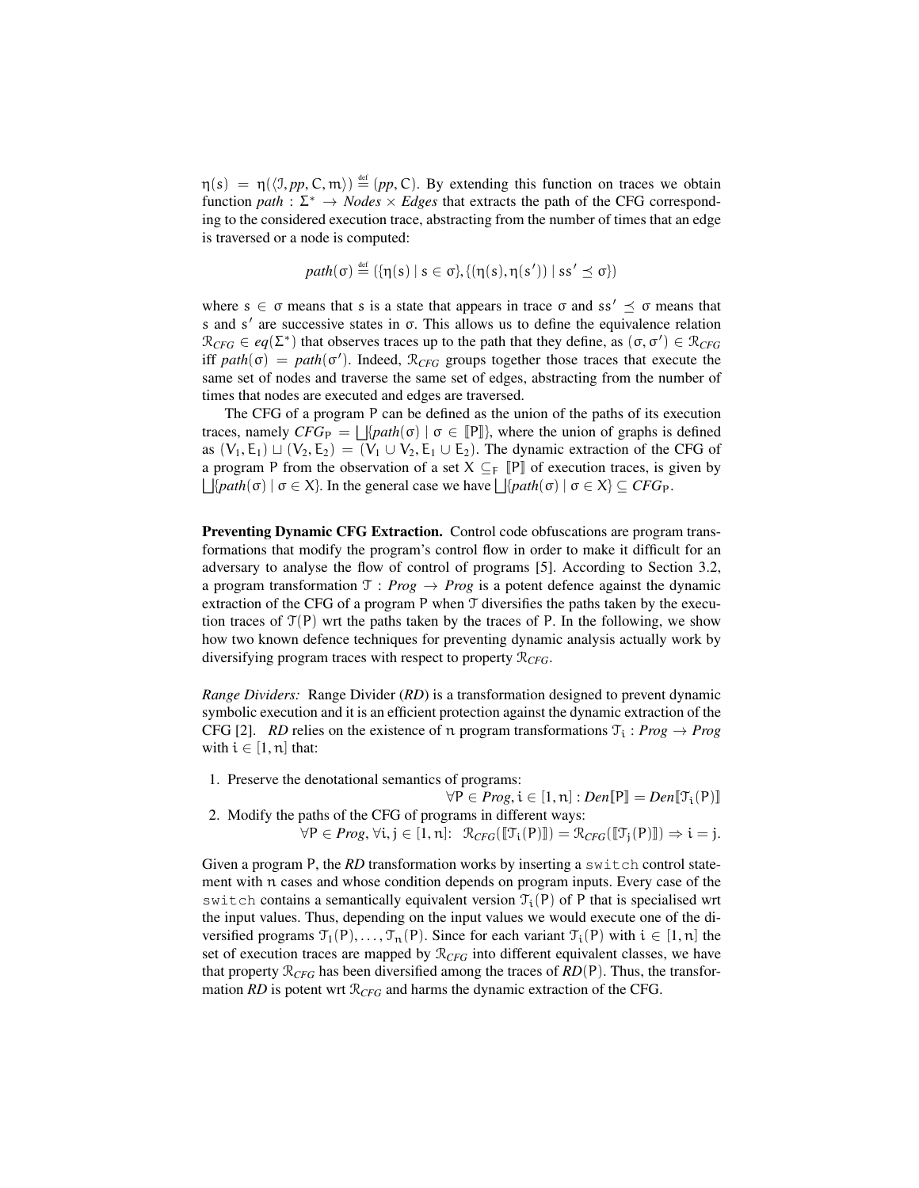$\eta(s) = \eta(\langle \mathcal{I}, pp, C, m\rangle) \stackrel{\text{def}}{=} (pp, C)$. By extending this function on traces we obtain function $path : \Sigma^* \to Nodes \times Edges$ that extracts the path of the CFG corresponding to the considered execution trace, abstracting from the number of times that an edge is traversed or a node is computed:

$$path(\sigma) \stackrel{\text{def}}{=} (\{\eta(s) \mid s \in \sigma\}, \{(\eta(s), \eta(s')) \mid ss' \preceq \sigma\})$$

where $s \in \sigma$ means that s is a state that appears in trace $\sigma$ and $ss' \preceq \sigma$ means that s and $s'$ are successive states in $\sigma$. This allows us to define the equivalence relation $\mathcal{R}_{CFG} \in eq(\Sigma^*)$ that observes traces up to the path that they define, as $(\sigma, \sigma') \in \mathcal{R}_{CFG}$ iff $path(\sigma) = path(\sigma')$. Indeed, $\mathcal{R}_{CFG}$ groups together those traces that execute the same set of nodes and traverse the same set of edges, abstracting from the number of times that nodes are executed and edges are traversed.

The CFG of a program P can be defined as the union of the paths of its execution traces, namely $CFG_P = \bigsqcup\{path(\sigma) \mid \sigma \in [\![P]\!]\}$, where the union of graphs is defined as $(V_1, E_1) \sqcup (V_2, E_2) = (V_1 \cup V_2, E_1 \cup E_2)$. The dynamic extraction of the CFG of a program P from the observation of a set $X \subseteq_F [\![P]\!]$ of execution traces, is given by $\bigsqcup\{path(\sigma) \mid \sigma \in X\}$. In the general case we have $\bigsqcup\{path(\sigma) \mid \sigma \in X\} \subseteq CFG_P$.

**Preventing Dynamic CFG Extraction.** Control code obfuscations are program transformations that modify the program's control flow in order to make it difficult for an adversary to analyse the flow of control of programs [5]. According to Section 3.2, a program transformation $\mathcal{T} : Prog \to Prog$ is a potent defence against the dynamic extraction of the CFG of a program P when $\mathcal{T}$ diversifies the paths taken by the execution traces of $\mathcal{T}(P)$ wrt the paths taken by the traces of P. In the following, we show how two known defence techniques for preventing dynamic analysis actually work by diversifying program traces with respect to property $\mathcal{R}_{CFG}$.

*Range Dividers:* Range Divider (***RD***) is a transformation designed to prevent dynamic symbolic execution and it is an efficient protection against the dynamic extraction of the CFG [2]. ***RD*** relies on the existence of n program transformations $\mathcal{T}_i : Prog \to Prog$ with $i \in [1, n]$ that:

1. Preserve the denotational semantics of programs:
$$\forall P \in Prog, i \in [1, n] : Den[\![P]\!] = Den[\![\mathcal{T}_i(P)]\!]$$
2. Modify the paths of the CFG of programs in different ways:
$$\forall P \in Prog, \forall i, j \in [1, n]: \ \mathcal{R}_{CFG}([\![\mathcal{T}_i(P)]\!]) = \mathcal{R}_{CFG}([\![\mathcal{T}_j(P)]\!]) \Rightarrow i = j.$$

Given a program P, the ***RD*** transformation works by inserting a `switch` control statement with n cases and whose condition depends on program inputs. Every case of the `switch` contains a semantically equivalent version $\mathcal{T}_i(P)$ of P that is specialised wrt the input values. Thus, depending on the input values we would execute one of the diversified programs $\mathcal{T}_1(P), \ldots, \mathcal{T}_n(P)$. Since for each variant $\mathcal{T}_i(P)$ with $i \in [1, n]$ the set of execution traces are mapped by $\mathcal{R}_{CFG}$ into different equivalent classes, we have that property $\mathcal{R}_{CFG}$ has been diversified among the traces of ***RD***(P). Thus, the transformation ***RD*** is potent wrt $\mathcal{R}_{CFG}$ and harms the dynamic extraction of the CFG.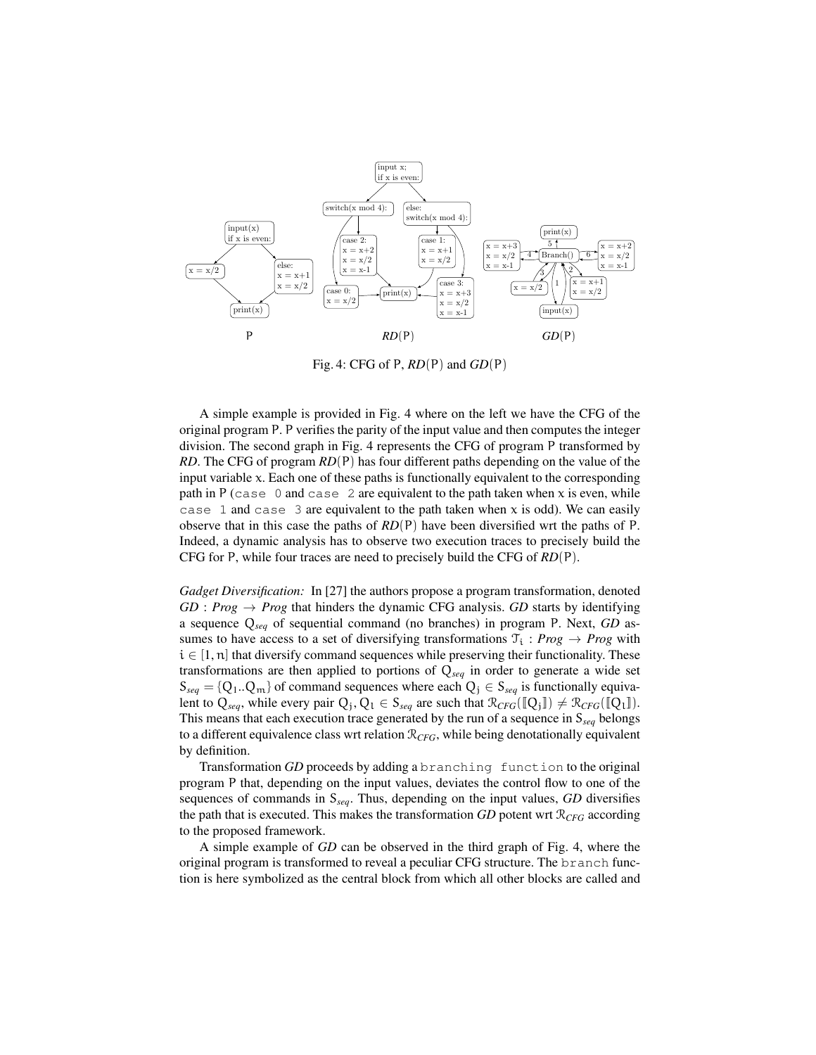Fig. 4: CFG of P, $RD(\mathsf{P})$ and $GD(\mathsf{P})$

A simple example is provided in Fig. 4 where on the left we have the CFG of the original program P. P verifies the parity of the input value and then computes the integer division. The second graph in Fig. 4 represents the CFG of program P transformed by *RD*. The CFG of program $RD(\mathsf{P})$ has four different paths depending on the value of the input variable x. Each one of these paths is functionally equivalent to the corresponding path in P (`case 0` and `case 2` are equivalent to the path taken when x is even, while `case 1` and `case 3` are equivalent to the path taken when x is odd). We can easily observe that in this case the paths of $RD(\mathsf{P})$ have been diversified wrt the paths of P. Indeed, a dynamic analysis has to observe two execution traces to precisely build the CFG for P, while four traces are need to precisely build the CFG of $RD(\mathsf{P})$.

*Gadget Diversification:* In [27] the authors propose a program transformation, denoted $GD : Prog \rightarrow Prog$ that hinders the dynamic CFG analysis. *GD* starts by identifying a sequence $Q_{seq}$ of sequential command (no branches) in program P. Next, *GD* assumes to have access to a set of diversifying transformations $\mathcal{T}_i : Prog \rightarrow Prog$ with $i \in [1, n]$ that diversify command sequences while preserving their functionality. These transformations are then applied to portions of $Q_{seq}$ in order to generate a wide set $S_{seq} = \{Q_1..Q_m\}$ of command sequences where each $Q_j \in S_{seq}$ is functionally equivalent to $Q_{seq}$, while every pair $Q_j, Q_l \in S_{seq}$ are such that $\mathcal{R}_{CFG}([\![Q_j]\!]) \neq \mathcal{R}_{CFG}([\![Q_l]\!])$. This means that each execution trace generated by the run of a sequence in $S_{seq}$ belongs to a different equivalence class wrt relation $\mathcal{R}_{CFG}$, while being denotationally equivalent by definition.

Transformation *GD* proceeds by adding a `branching function` to the original program P that, depending on the input values, deviates the control flow to one of the sequences of commands in $S_{seq}$. Thus, depending on the input values, *GD* diversifies the path that is executed. This makes the transformation *GD* potent wrt $\mathcal{R}_{CFG}$ according to the proposed framework.

A simple example of *GD* can be observed in the third graph of Fig. 4, where the original program is transformed to reveal a peculiar CFG structure. The `branch` function is here symbolized as the central block from which all other blocks are called and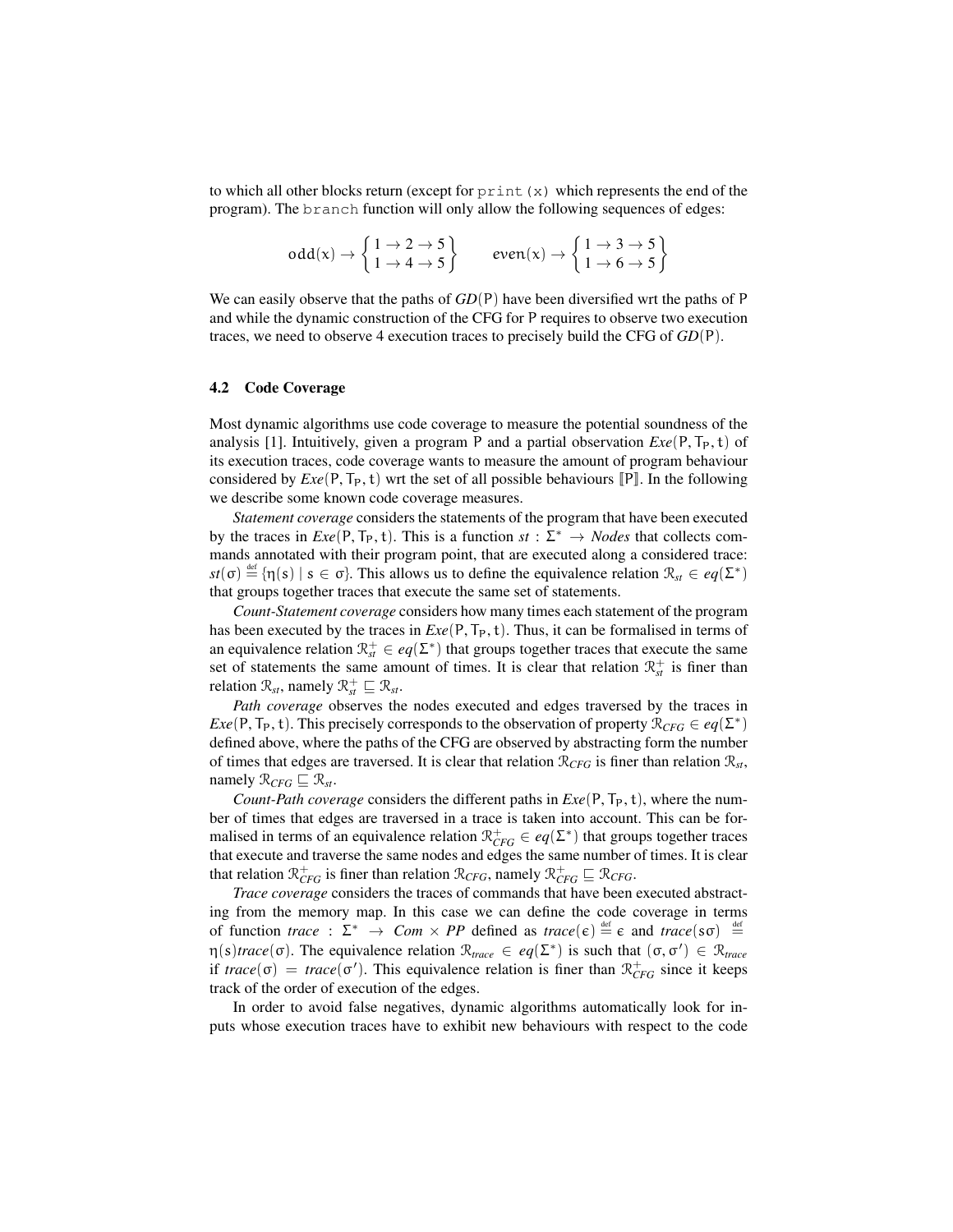to which all other blocks return (except for `print(x)` which represents the end of the program). The `branch` function will only allow the following sequences of edges:

$$\mathtt{odd}(x) \rightarrow \begin{Bmatrix} 1 \rightarrow 2 \rightarrow 5 \\ 1 \rightarrow 4 \rightarrow 5 \end{Bmatrix} \qquad even(x) \rightarrow \begin{Bmatrix} 1 \rightarrow 3 \rightarrow 5 \\ 1 \rightarrow 6 \rightarrow 5 \end{Bmatrix}$$

We can easily observe that the paths of $GD(\mathsf{P})$ have been diversified wrt the paths of $\mathsf{P}$ and while the dynamic construction of the CFG for $\mathsf{P}$ requires to observe two execution traces, we need to observe 4 execution traces to precisely build the CFG of $GD(\mathsf{P})$.

### 4.2 Code Coverage

Most dynamic algorithms use code coverage to measure the potential soundness of the analysis [1]. Intuitively, given a program $\mathsf{P}$ and a partial observation $Exe(\mathsf{P}, \mathsf{T}_\mathsf{P}, \mathsf{t})$ of its execution traces, code coverage wants to measure the amount of program behaviour considered by $Exe(\mathsf{P}, \mathsf{T}_\mathsf{P}, \mathsf{t})$ wrt the set of all possible behaviours $[\![\mathsf{P}]\!]$. In the following we describe some known code coverage measures.

*Statement coverage* considers the statements of the program that have been executed by the traces in $Exe(\mathsf{P}, \mathsf{T}_\mathsf{P}, \mathsf{t})$. This is a function $st : \Sigma^* \rightarrow Nodes$ that collects commands annotated with their program point, that are executed along a considered trace: $st(\sigma) \stackrel{\text{def}}{=} \{\eta(s) \mid s \in \sigma\}$. This allows us to define the equivalence relation $\mathcal{R}_{st} \in eq(\Sigma^*)$ that groups together traces that execute the same set of statements.

*Count-Statement coverage* considers how many times each statement of the program has been executed by the traces in $Exe(\mathsf{P}, \mathsf{T}_\mathsf{P}, \mathsf{t})$. Thus, it can be formalised in terms of an equivalence relation $\mathcal{R}^+_{st} \in eq(\Sigma^*)$ that groups together traces that execute the same set of statements the same amount of times. It is clear that relation $\mathcal{R}^+_{st}$ is finer than relation $\mathcal{R}_{st}$, namely $\mathcal{R}^+_{st} \sqsubseteq \mathcal{R}_{st}$.

*Path coverage* observes the nodes executed and edges traversed by the traces in $Exe(\mathsf{P}, \mathsf{T}_\mathsf{P}, \mathsf{t})$. This precisely corresponds to the observation of property $\mathcal{R}_{CFG} \in eq(\Sigma^*)$ defined above, where the paths of the CFG are observed by abstracting form the number of times that edges are traversed. It is clear that relation $\mathcal{R}_{CFG}$ is finer than relation $\mathcal{R}_{st}$, namely $\mathcal{R}_{CFG} \sqsubseteq \mathcal{R}_{st}$.

*Count-Path coverage* considers the different paths in $Exe(\mathsf{P}, \mathsf{T}_\mathsf{P}, \mathsf{t})$, where the number of times that edges are traversed in a trace is taken into account. This can be formalised in terms of an equivalence relation $\mathcal{R}^+_{CFG} \in eq(\Sigma^*)$ that groups together traces that execute and traverse the same nodes and edges the same number of times. It is clear that relation $\mathcal{R}^+_{CFG}$ is finer than relation $\mathcal{R}_{CFG}$, namely $\mathcal{R}^+_{CFG} \sqsubseteq \mathcal{R}_{CFG}$.

*Trace coverage* considers the traces of commands that have been executed abstracting from the memory map. In this case we can define the code coverage in terms of function $trace : \Sigma^* \rightarrow Com \times PP$ defined as $trace(\epsilon) \stackrel{\text{def}}{=} \epsilon$ and $trace(s\sigma) \stackrel{\text{def}}{=} \eta(s)trace(\sigma)$. The equivalence relation $\mathcal{R}_{trace} \in eq(\Sigma^*)$ is such that $(\sigma, \sigma') \in \mathcal{R}_{trace}$ if $trace(\sigma) = trace(\sigma')$. This equivalence relation is finer than $\mathcal{R}^+_{CFG}$ since it keeps track of the order of execution of the edges.

In order to avoid false negatives, dynamic algorithms automatically look for inputs whose execution traces have to exhibit new behaviours with respect to the code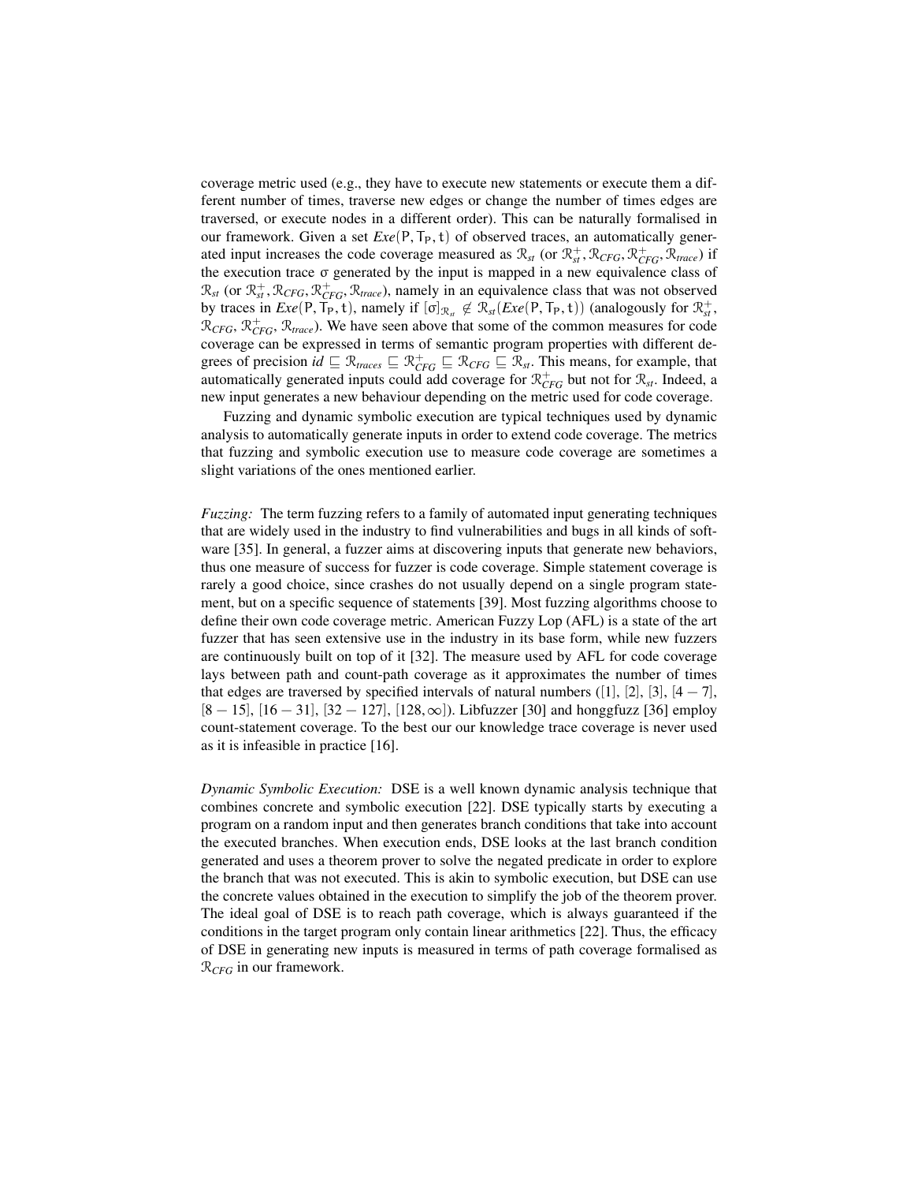coverage metric used (e.g., they have to execute new statements or execute them a different number of times, traverse new edges or change the number of times edges are traversed, or execute nodes in a different order). This can be naturally formalised in our framework. Given a set $Exe(\mathsf{P}, \mathsf{T}_\mathsf{P}, \mathsf{t})$ of observed traces, an automatically generated input increases the code coverage measured as $\mathcal{R}_{st}$ (or $\mathcal{R}^{+}_{st}, \mathcal{R}_{CFG}, \mathcal{R}^{+}_{CFG}, \mathcal{R}_{trace}$) if the execution trace $\sigma$ generated by the input is mapped in a new equivalence class of $\mathcal{R}_{st}$ (or $\mathcal{R}^{+}_{st}, \mathcal{R}_{CFG}, \mathcal{R}^{+}_{CFG}, \mathcal{R}_{trace}$), namely in an equivalence class that was not observed by traces in $Exe(\mathsf{P}, \mathsf{T}_\mathsf{P}, \mathsf{t})$, namely if $[\sigma]_{\mathcal{R}_{st}} \not\in \mathcal{R}_{st}(Exe(\mathsf{P}, \mathsf{T}_\mathsf{P}, \mathsf{t}))$ (analogously for $\mathcal{R}^{+}_{st}$, $\mathcal{R}_{CFG}$, $\mathcal{R}^{+}_{CFG}$, $\mathcal{R}_{trace}$). We have seen above that some of the common measures for code coverage can be expressed in terms of semantic program properties with different degrees of precision $id \sqsubseteq \mathcal{R}_{traces} \sqsubseteq \mathcal{R}^{+}_{CFG} \sqsubseteq \mathcal{R}_{CFG} \sqsubseteq \mathcal{R}_{st}$. This means, for example, that automatically generated inputs could add coverage for $\mathcal{R}^{+}_{CFG}$ but not for $\mathcal{R}_{st}$. Indeed, a new input generates a new behaviour depending on the metric used for code coverage.

Fuzzing and dynamic symbolic execution are typical techniques used by dynamic analysis to automatically generate inputs in order to extend code coverage. The metrics that fuzzing and symbolic execution use to measure code coverage are sometimes a slight variations of the ones mentioned earlier.

*Fuzzing:* The term fuzzing refers to a family of automated input generating techniques that are widely used in the industry to find vulnerabilities and bugs in all kinds of software [35]. In general, a fuzzer aims at discovering inputs that generate new behaviors, thus one measure of success for fuzzer is code coverage. Simple statement coverage is rarely a good choice, since crashes do not usually depend on a single program statement, but on a specific sequence of statements [39]. Most fuzzing algorithms choose to define their own code coverage metric. American Fuzzy Lop (AFL) is a state of the art fuzzer that has seen extensive use in the industry in its base form, while new fuzzers are continuously built on top of it [32]. The measure used by AFL for code coverage lays between path and count-path coverage as it approximates the number of times that edges are traversed by specified intervals of natural numbers ($[1]$, $[2]$, $[3]$, $[4-7]$, $[8-15]$, $[16-31]$, $[32-127]$, $[128,\infty]$). Libfuzzer [30] and honggfuzz [36] employ count-statement coverage. To the best our our knowledge trace coverage is never used as it is infeasible in practice [16].

*Dynamic Symbolic Execution:* DSE is a well known dynamic analysis technique that combines concrete and symbolic execution [22]. DSE typically starts by executing a program on a random input and then generates branch conditions that take into account the executed branches. When execution ends, DSE looks at the last branch condition generated and uses a theorem prover to solve the negated predicate in order to explore the branch that was not executed. This is akin to symbolic execution, but DSE can use the concrete values obtained in the execution to simplify the job of the theorem prover. The ideal goal of DSE is to reach path coverage, which is always guaranteed if the conditions in the target program only contain linear arithmetics [22]. Thus, the efficacy of DSE in generating new inputs is measured in terms of path coverage formalised as $\mathcal{R}_{CFG}$ in our framework.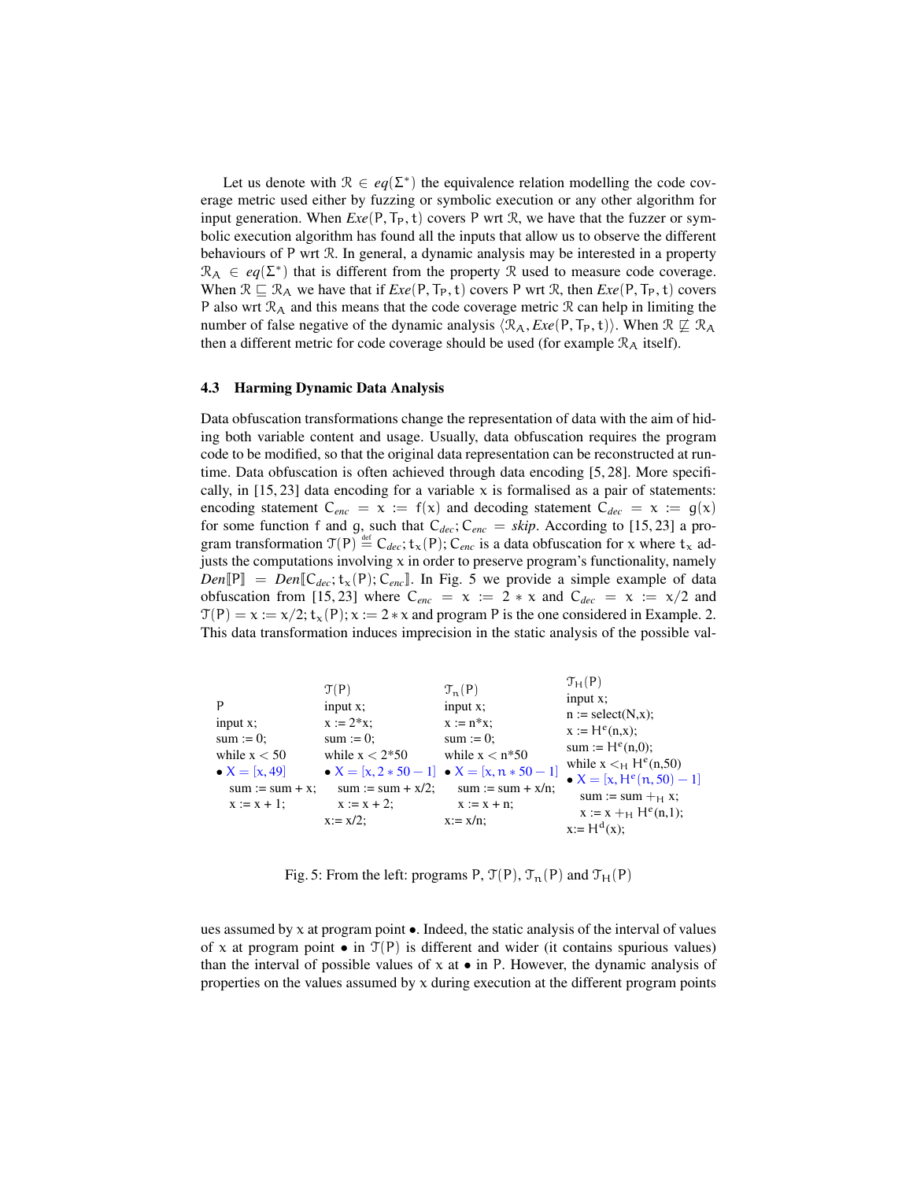Let us denote with $\mathcal{R} \in eq(\Sigma^*)$ the equivalence relation modelling the code coverage metric used either by fuzzing or symbolic execution or any other algorithm for input generation. When $Exe(\mathsf{P}, \mathsf{T}_\mathsf{P}, \mathsf{t})$ covers $\mathsf{P}$ wrt $\mathcal{R}$, we have that the fuzzer or symbolic execution algorithm has found all the inputs that allow us to observe the different behaviours of $\mathsf{P}$ wrt $\mathcal{R}$. In general, a dynamic analysis may be interested in a property $\mathcal{R}_\mathsf{A} \in eq(\Sigma^*)$ that is different from the property $\mathcal{R}$ used to measure code coverage. When $\mathcal{R} \sqsubseteq \mathcal{R}_\mathsf{A}$ we have that if $Exe(\mathsf{P}, \mathsf{T}_\mathsf{P}, \mathsf{t})$ covers $\mathsf{P}$ wrt $\mathcal{R}$, then $Exe(\mathsf{P}, \mathsf{T}_\mathsf{P}, \mathsf{t})$ covers $\mathsf{P}$ also wrt $\mathcal{R}_\mathsf{A}$ and this means that the code coverage metric $\mathcal{R}$ can help in limiting the number of false negative of the dynamic analysis $\langle \mathcal{R}_\mathsf{A}, Exe(\mathsf{P}, \mathsf{T}_\mathsf{P}, \mathsf{t})\rangle$. When $\mathcal{R} \not\sqsubseteq \mathcal{R}_\mathsf{A}$ then a different metric for code coverage should be used (for example $\mathcal{R}_\mathsf{A}$ itself).

### 4.3 Harming Dynamic Data Analysis

Data obfuscation transformations change the representation of data with the aim of hiding both variable content and usage. Usually, data obfuscation requires the program code to be modified, so that the original data representation can be reconstructed at runtime. Data obfuscation is often achieved through data encoding [5, 28]. More specifically, in [15, 23] data encoding for a variable $\mathsf{x}$ is formalised as a pair of statements: encoding statement $\mathsf{C}_{enc} = \mathsf{x} := \mathsf{f}(\mathsf{x})$ and decoding statement $\mathsf{C}_{dec} = \mathsf{x} := \mathsf{g}(\mathsf{x})$ for some function $\mathsf{f}$ and $\mathsf{g}$, such that $\mathsf{C}_{dec}; \mathsf{C}_{enc} = skip$. According to [15, 23] a program transformation $\mathcal{T}(\mathsf{P}) \stackrel{\text{def}}{=} \mathsf{C}_{dec}; \mathsf{t}_\mathsf{x}(\mathsf{P}); \mathsf{C}_{enc}$ is a data obfuscation for $\mathsf{x}$ where $\mathsf{t}_\mathsf{x}$ adjusts the computations involving $\mathsf{x}$ in order to preserve program's functionality, namely $Den[\![\mathsf{P}]\!] = Den[\![\mathsf{C}_{dec}; \mathsf{t}_\mathsf{x}(\mathsf{P}); \mathsf{C}_{enc}]\!]$. In Fig. 5 we provide a simple example of data obfuscation from [15, 23] where $\mathsf{C}_{enc} = \mathsf{x} := 2 * \mathsf{x}$ and $\mathsf{C}_{dec} = \mathsf{x} := \mathsf{x}/2$ and $\mathcal{T}(\mathsf{P}) = \mathsf{x} := \mathsf{x}/2; \mathsf{t}_\mathsf{x}(\mathsf{P}); \mathsf{x} := 2*\mathsf{x}$ and program $\mathsf{P}$ is the one considered in Example. 2. This data transformation induces imprecision in the static analysis of the possible values assumed by $\mathsf{x}$ at program point $\bullet$. Indeed, the static analysis of the interval of values of $\mathsf{x}$ at program point $\bullet$ in $\mathcal{T}(\mathsf{P})$ is different and wider (it contains spurious values) than the interval of possible values of $\mathsf{x}$ at $\bullet$ in $\mathsf{P}$. However, the dynamic analysis of properties on the values assumed by $\mathsf{x}$ during execution at the different program points

| $\mathsf{P}$ | $\mathcal{T}(\mathsf{P})$ | $\mathcal{T}_n(\mathsf{P})$ | $\mathcal{T}_H(\mathsf{P})$ |
|---|---|---|---|
| input x;<br>sum := 0;<br>while x < 50<br>• $X = [x, 49]$<br>&nbsp;&nbsp;sum := sum + x;<br>&nbsp;&nbsp;x := x + 1; | input x;<br>x := 2*x;<br>sum := 0;<br>while x < 2*50<br>• $X = [x, 2*50-1]$<br>&nbsp;&nbsp;sum := sum + x/2;<br>&nbsp;&nbsp;x := x + 2;<br>x:= x/2; | input x;<br>x := n*x;<br>sum := 0;<br>while x < n*50<br>• $X = [x, n*50-1]$<br>&nbsp;&nbsp;sum := sum + x/n;<br>&nbsp;&nbsp;x := x + n;<br>x:= x/n; | input x;<br>n := select(N,x);<br>x := $H^e$(n,x);<br>sum := $H^e$(n,0);<br>while x $<_H$ $H^e$(n,50)<br>• $X = [x, H^e(n,50)-1]$<br>&nbsp;&nbsp;sum := sum $+_H$ x;<br>&nbsp;&nbsp;x := x $+_H$ $H^e$(n,1);<br>x:= $H^d$(x); |

Fig. 5: From the left: programs $\mathsf{P}$, $\mathcal{T}(\mathsf{P})$, $\mathcal{T}_n(\mathsf{P})$ and $\mathcal{T}_H(\mathsf{P})$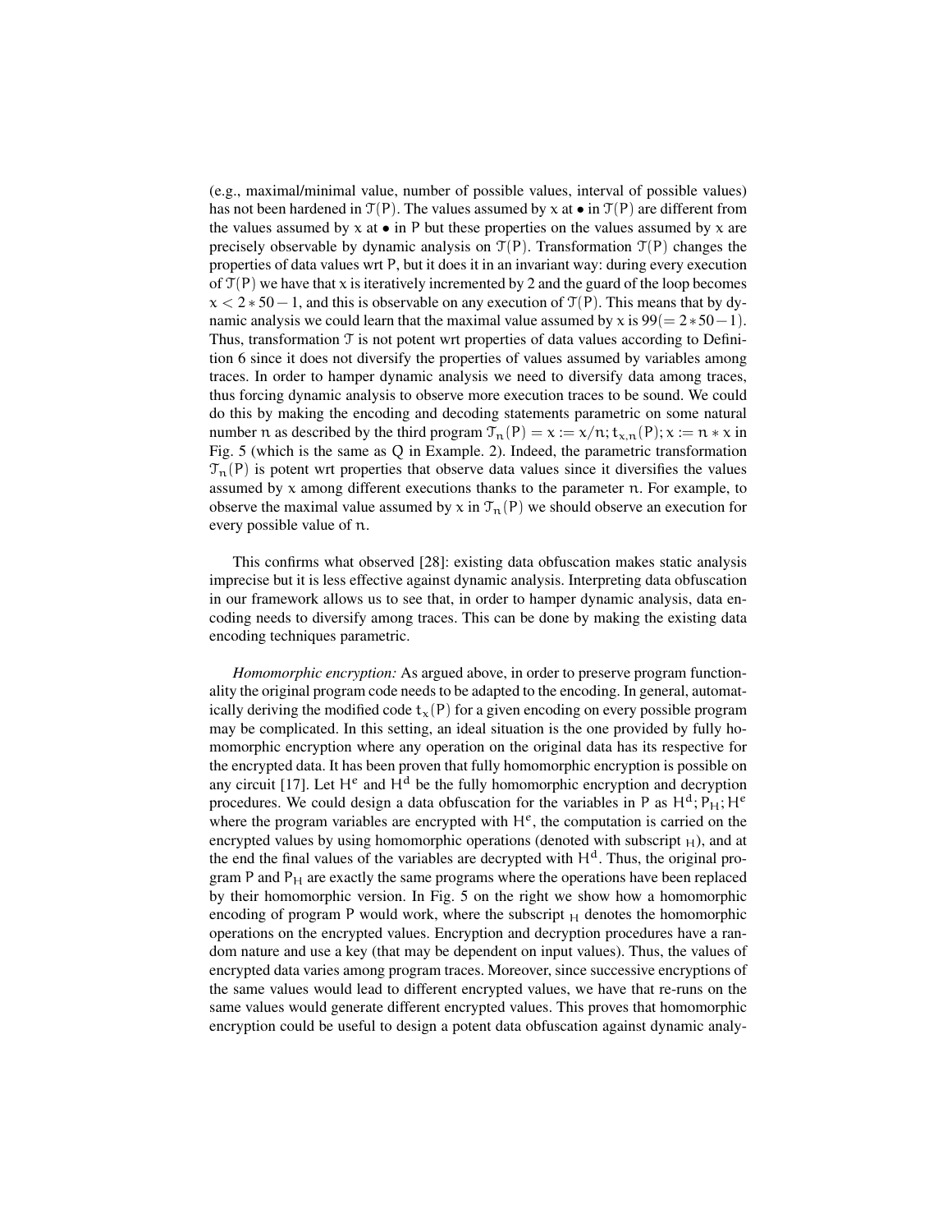(e.g., maximal/minimal value, number of possible values, interval of possible values) has not been hardened in $\mathcal{T}(P)$. The values assumed by x at $\bullet$ in $\mathcal{T}(P)$ are different from the values assumed by x at $\bullet$ in P but these properties on the values assumed by x are precisely observable by dynamic analysis on $\mathcal{T}(P)$. Transformation $\mathcal{T}(P)$ changes the properties of data values wrt P, but it does it in an invariant way: during every execution of $\mathcal{T}(P)$ we have that x is iteratively incremented by 2 and the guard of the loop becomes $x < 2*50-1$, and this is observable on any execution of $\mathcal{T}(P)$. This means that by dynamic analysis we could learn that the maximal value assumed by x is $99 (= 2*50-1)$. Thus, transformation $\mathcal{T}$ is not potent wrt properties of data values according to Definition 6 since it does not diversify the properties of values assumed by variables among traces. In order to hamper dynamic analysis we need to diversify data among traces, thus forcing dynamic analysis to observe more execution traces to be sound. We could do this by making the encoding and decoding statements parametric on some natural number n as described by the third program $\mathcal{T}_n(P) = x := x/n; t_{x,n}(P); x := n*x$ in Fig. 5 (which is the same as Q in Example. 2). Indeed, the parametric transformation $\mathcal{T}_n(P)$ is potent wrt properties that observe data values since it diversifies the values assumed by x among different executions thanks to the parameter n. For example, to observe the maximal value assumed by x in $\mathcal{T}_n(P)$ we should observe an execution for every possible value of n.

This confirms what observed [28]: existing data obfuscation makes static analysis imprecise but it is less effective against dynamic analysis. Interpreting data obfuscation in our framework allows us to see that, in order to hamper dynamic analysis, data encoding needs to diversify among traces. This can be done by making the existing data encoding techniques parametric.

*Homomorphic encryption:* As argued above, in order to preserve program functionality the original program code needs to be adapted to the encoding. In general, automatically deriving the modified code $t_x(P)$ for a given encoding on every possible program may be complicated. In this setting, an ideal situation is the one provided by fully homomorphic encryption where any operation on the original data has its respective for the encrypted data. It has been proven that fully homomorphic encryption is possible on any circuit [17]. Let $H^e$ and $H^d$ be the fully homomorphic encryption and decryption procedures. We could design a data obfuscation for the variables in P as $H^d; P_H; H^e$ where the program variables are encrypted with $H^e$, the computation is carried on the encrypted values by using homomorphic operations (denoted with subscript $_H$), and at the end the final values of the variables are decrypted with $H^d$. Thus, the original program P and $P_H$ are exactly the same programs where the operations have been replaced by their homomorphic version. In Fig. 5 on the right we show how a homomorphic encoding of program P would work, where the subscript $_H$ denotes the homomorphic operations on the encrypted values. Encryption and decryption procedures have a random nature and use a key (that may be dependent on input values). Thus, the values of encrypted data varies among program traces. Moreover, since successive encryptions of the same values would lead to different encrypted values, we have that re-runs on the same values would generate different encrypted values. This proves that homomorphic encryption could be useful to design a potent data obfuscation against dynamic analy-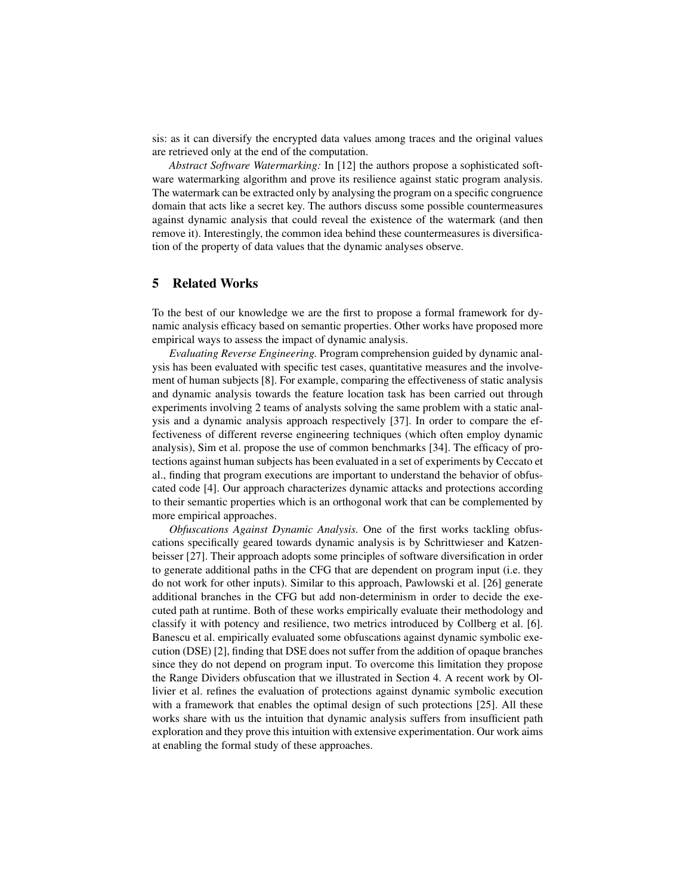sis: as it can diversify the encrypted data values among traces and the original values are retrieved only at the end of the computation.

*Abstract Software Watermarking:* In [12] the authors propose a sophisticated software watermarking algorithm and prove its resilience against static program analysis. The watermark can be extracted only by analysing the program on a specific congruence domain that acts like a secret key. The authors discuss some possible countermeasures against dynamic analysis that could reveal the existence of the watermark (and then remove it). Interestingly, the common idea behind these countermeasures is diversification of the property of data values that the dynamic analyses observe.

## 5 Related Works

To the best of our knowledge we are the first to propose a formal framework for dynamic analysis efficacy based on semantic properties. Other works have proposed more empirical ways to assess the impact of dynamic analysis.

*Evaluating Reverse Engineering.* Program comprehension guided by dynamic analysis has been evaluated with specific test cases, quantitative measures and the involvement of human subjects [8]. For example, comparing the effectiveness of static analysis and dynamic analysis towards the feature location task has been carried out through experiments involving 2 teams of analysts solving the same problem with a static analysis and a dynamic analysis approach respectively [37]. In order to compare the effectiveness of different reverse engineering techniques (which often employ dynamic analysis), Sim et al. propose the use of common benchmarks [34]. The efficacy of protections against human subjects has been evaluated in a set of experiments by Ceccato et al., finding that program executions are important to understand the behavior of obfuscated code [4]. Our approach characterizes dynamic attacks and protections according to their semantic properties which is an orthogonal work that can be complemented by more empirical approaches.

*Obfuscations Against Dynamic Analysis.* One of the first works tackling obfuscations specifically geared towards dynamic analysis is by Schrittwieser and Katzenbeisser [27]. Their approach adopts some principles of software diversification in order to generate additional paths in the CFG that are dependent on program input (i.e. they do not work for other inputs). Similar to this approach, Pawlowski et al. [26] generate additional branches in the CFG but add non-determinism in order to decide the executed path at runtime. Both of these works empirically evaluate their methodology and classify it with potency and resilience, two metrics introduced by Collberg et al. [6]. Banescu et al. empirically evaluated some obfuscations against dynamic symbolic execution (DSE) [2], finding that DSE does not suffer from the addition of opaque branches since they do not depend on program input. To overcome this limitation they propose the Range Dividers obfuscation that we illustrated in Section 4. A recent work by Ollivier et al. refines the evaluation of protections against dynamic symbolic execution with a framework that enables the optimal design of such protections [25]. All these works share with us the intuition that dynamic analysis suffers from insufficient path exploration and they prove this intuition with extensive experimentation. Our work aims at enabling the formal study of these approaches.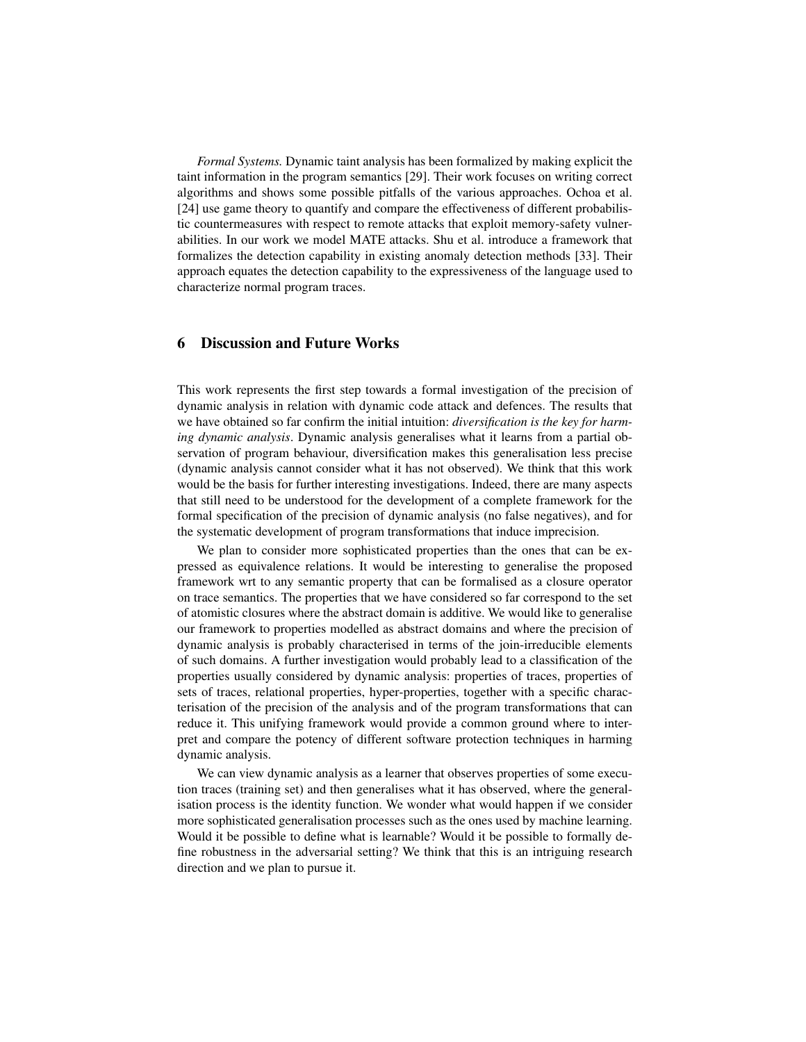*Formal Systems.* Dynamic taint analysis has been formalized by making explicit the taint information in the program semantics [29]. Their work focuses on writing correct algorithms and shows some possible pitfalls of the various approaches. Ochoa et al. [24] use game theory to quantify and compare the effectiveness of different probabilistic countermeasures with respect to remote attacks that exploit memory-safety vulnerabilities. In our work we model MATE attacks. Shu et al. introduce a framework that formalizes the detection capability in existing anomaly detection methods [33]. Their approach equates the detection capability to the expressiveness of the language used to characterize normal program traces.

## 6 Discussion and Future Works

This work represents the first step towards a formal investigation of the precision of dynamic analysis in relation with dynamic code attack and defences. The results that we have obtained so far confirm the initial intuition: *diversification is the key for harming dynamic analysis*. Dynamic analysis generalises what it learns from a partial observation of program behaviour, diversification makes this generalisation less precise (dynamic analysis cannot consider what it has not observed). We think that this work would be the basis for further interesting investigations. Indeed, there are many aspects that still need to be understood for the development of a complete framework for the formal specification of the precision of dynamic analysis (no false negatives), and for the systematic development of program transformations that induce imprecision.

We plan to consider more sophisticated properties than the ones that can be expressed as equivalence relations. It would be interesting to generalise the proposed framework wrt to any semantic property that can be formalised as a closure operator on trace semantics. The properties that we have considered so far correspond to the set of atomistic closures where the abstract domain is additive. We would like to generalise our framework to properties modelled as abstract domains and where the precision of dynamic analysis is probably characterised in terms of the join-irreducible elements of such domains. A further investigation would probably lead to a classification of the properties usually considered by dynamic analysis: properties of traces, properties of sets of traces, relational properties, hyper-properties, together with a specific characterisation of the precision of the analysis and of the program transformations that can reduce it. This unifying framework would provide a common ground where to interpret and compare the potency of different software protection techniques in harming dynamic analysis.

We can view dynamic analysis as a learner that observes properties of some execution traces (training set) and then generalises what it has observed, where the generalisation process is the identity function. We wonder what would happen if we consider more sophisticated generalisation processes such as the ones used by machine learning. Would it be possible to define what is learnable? Would it be possible to formally define robustness in the adversarial setting? We think that this is an intriguing research direction and we plan to pursue it.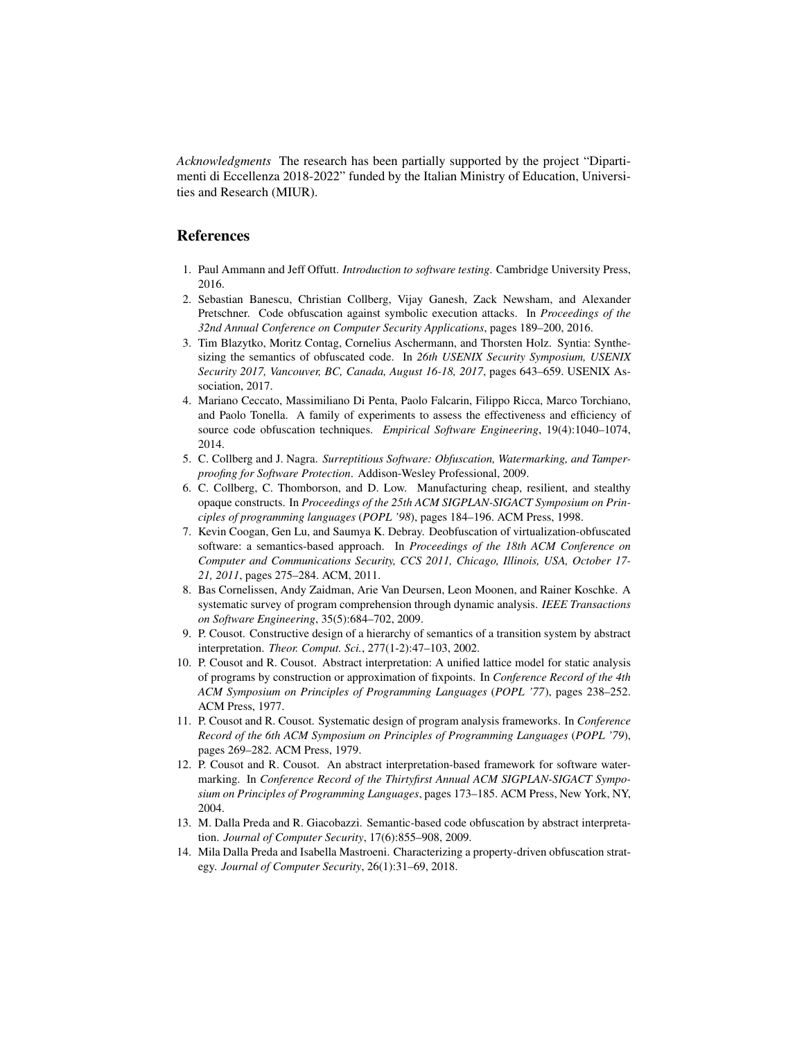*Acknowledgments* The research has been partially supported by the project "Dipartimenti di Eccellenza 2018-2022" funded by the Italian Ministry of Education, Universities and Research (MIUR).

## References

1. Paul Ammann and Jeff Offutt. *Introduction to software testing*. Cambridge University Press, 2016.
2. Sebastian Banescu, Christian Collberg, Vijay Ganesh, Zack Newsham, and Alexander Pretschner. Code obfuscation against symbolic execution attacks. In *Proceedings of the 32nd Annual Conference on Computer Security Applications*, pages 189–200, 2016.
3. Tim Blazytko, Moritz Contag, Cornelius Aschermann, and Thorsten Holz. Syntia: Synthesizing the semantics of obfuscated code. In *26th USENIX Security Symposium, USENIX Security 2017, Vancouver, BC, Canada, August 16-18, 2017*, pages 643–659. USENIX Association, 2017.
4. Mariano Ceccato, Massimiliano Di Penta, Paolo Falcarin, Filippo Ricca, Marco Torchiano, and Paolo Tonella. A family of experiments to assess the effectiveness and efficiency of source code obfuscation techniques. *Empirical Software Engineering*, 19(4):1040–1074, 2014.
5. C. Collberg and J. Nagra. *Surreptitious Software: Obfuscation, Watermarking, and Tamperproofing for Software Protection*. Addison-Wesley Professional, 2009.
6. C. Collberg, C. Thomborson, and D. Low. Manufacturing cheap, resilient, and stealthy opaque constructs. In *Proceedings of the 25th ACM SIGPLAN-SIGACT Symposium on Principles of programming languages* (*POPL '98*), pages 184–196. ACM Press, 1998.
7. Kevin Coogan, Gen Lu, and Saumya K. Debray. Deobfuscation of virtualization-obfuscated software: a semantics-based approach. In *Proceedings of the 18th ACM Conference on Computer and Communications Security, CCS 2011, Chicago, Illinois, USA, October 17-21, 2011*, pages 275–284. ACM, 2011.
8. Bas Cornelissen, Andy Zaidman, Arie Van Deursen, Leon Moonen, and Rainer Koschke. A systematic survey of program comprehension through dynamic analysis. *IEEE Transactions on Software Engineering*, 35(5):684–702, 2009.
9. P. Cousot. Constructive design of a hierarchy of semantics of a transition system by abstract interpretation. *Theor. Comput. Sci.*, 277(1-2):47–103, 2002.
10. P. Cousot and R. Cousot. Abstract interpretation: A unified lattice model for static analysis of programs by construction or approximation of fixpoints. In *Conference Record of the 4th ACM Symposium on Principles of Programming Languages* (*POPL '77*), pages 238–252. ACM Press, 1977.
11. P. Cousot and R. Cousot. Systematic design of program analysis frameworks. In *Conference Record of the 6th ACM Symposium on Principles of Programming Languages* (*POPL '79*), pages 269–282. ACM Press, 1979.
12. P. Cousot and R. Cousot. An abstract interpretation-based framework for software watermarking. In *Conference Record of the Thirtyfirst Annual ACM SIGPLAN-SIGACT Symposium on Principles of Programming Languages*, pages 173–185. ACM Press, New York, NY, 2004.
13. M. Dalla Preda and R. Giacobazzi. Semantic-based code obfuscation by abstract interpretation. *Journal of Computer Security*, 17(6):855–908, 2009.
14. Mila Dalla Preda and Isabella Mastroeni. Characterizing a property-driven obfuscation strategy. *Journal of Computer Security*, 26(1):31–69, 2018.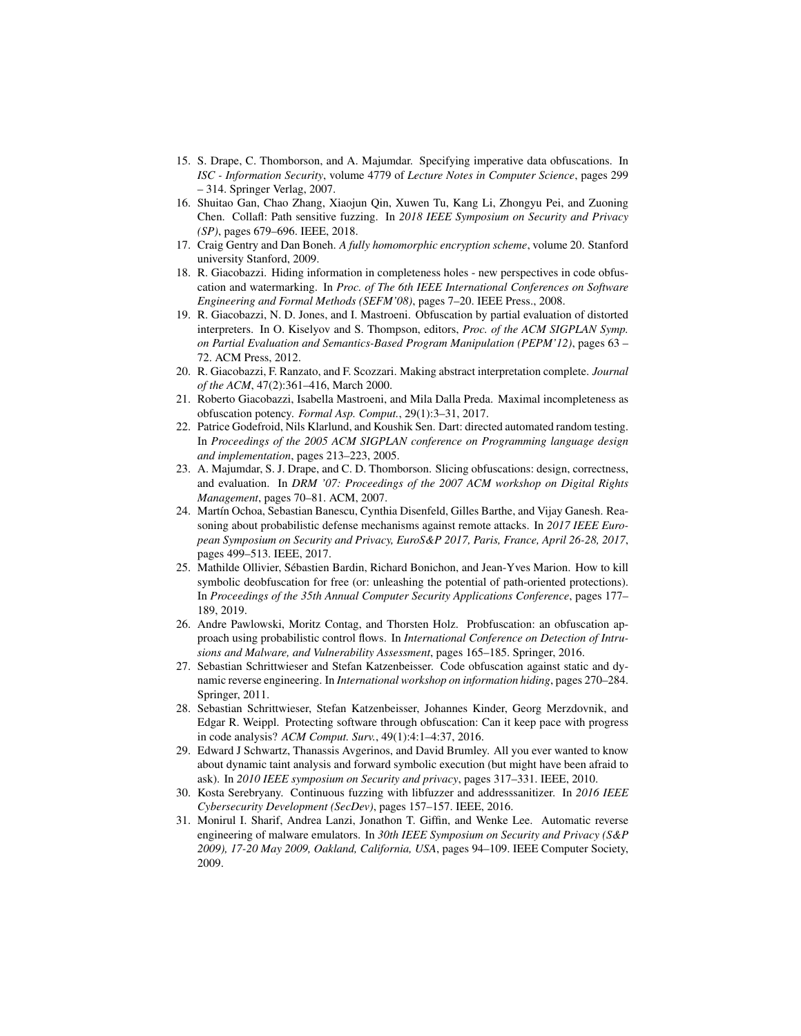15. S. Drape, C. Thomborson, and A. Majumdar. Specifying imperative data obfuscations. In *ISC - Information Security*, volume 4779 of *Lecture Notes in Computer Science*, pages 299 – 314. Springer Verlag, 2007.
16. Shuitao Gan, Chao Zhang, Xiaojun Qin, Xuwen Tu, Kang Li, Zhongyu Pei, and Zuoning Chen. Collafl: Path sensitive fuzzing. In *2018 IEEE Symposium on Security and Privacy (SP)*, pages 679–696. IEEE, 2018.
17. Craig Gentry and Dan Boneh. *A fully homomorphic encryption scheme*, volume 20. Stanford university Stanford, 2009.
18. R. Giacobazzi. Hiding information in completeness holes - new perspectives in code obfuscation and watermarking. In *Proc. of The 6th IEEE International Conferences on Software Engineering and Formal Methods (SEFM'08)*, pages 7–20. IEEE Press., 2008.
19. R. Giacobazzi, N. D. Jones, and I. Mastroeni. Obfuscation by partial evaluation of distorted interpreters. In O. Kiselyov and S. Thompson, editors, *Proc. of the ACM SIGPLAN Symp. on Partial Evaluation and Semantics-Based Program Manipulation (PEPM'12)*, pages 63 – 72. ACM Press, 2012.
20. R. Giacobazzi, F. Ranzato, and F. Scozzari. Making abstract interpretation complete. *Journal of the ACM*, 47(2):361–416, March 2000.
21. Roberto Giacobazzi, Isabella Mastroeni, and Mila Dalla Preda. Maximal incompleteness as obfuscation potency. *Formal Asp. Comput.*, 29(1):3–31, 2017.
22. Patrice Godefroid, Nils Klarlund, and Koushik Sen. Dart: directed automated random testing. In *Proceedings of the 2005 ACM SIGPLAN conference on Programming language design and implementation*, pages 213–223, 2005.
23. A. Majumdar, S. J. Drape, and C. D. Thomborson. Slicing obfuscations: design, correctness, and evaluation. In *DRM '07: Proceedings of the 2007 ACM workshop on Digital Rights Management*, pages 70–81. ACM, 2007.
24. Martín Ochoa, Sebastian Banescu, Cynthia Disenfeld, Gilles Barthe, and Vijay Ganesh. Reasoning about probabilistic defense mechanisms against remote attacks. In *2017 IEEE European Symposium on Security and Privacy, EuroS&P 2017, Paris, France, April 26-28, 2017*, pages 499–513. IEEE, 2017.
25. Mathilde Ollivier, Sébastien Bardin, Richard Bonichon, and Jean-Yves Marion. How to kill symbolic deobfuscation for free (or: unleashing the potential of path-oriented protections). In *Proceedings of the 35th Annual Computer Security Applications Conference*, pages 177–189, 2019.
26. Andre Pawlowski, Moritz Contag, and Thorsten Holz. Probfuscation: an obfuscation approach using probabilistic control flows. In *International Conference on Detection of Intrusions and Malware, and Vulnerability Assessment*, pages 165–185. Springer, 2016.
27. Sebastian Schrittwieser and Stefan Katzenbeisser. Code obfuscation against static and dynamic reverse engineering. In *International workshop on information hiding*, pages 270–284. Springer, 2011.
28. Sebastian Schrittwieser, Stefan Katzenbeisser, Johannes Kinder, Georg Merzdovnik, and Edgar R. Weippl. Protecting software through obfuscation: Can it keep pace with progress in code analysis? *ACM Comput. Surv.*, 49(1):4:1–4:37, 2016.
29. Edward J Schwartz, Thanassis Avgerinos, and David Brumley. All you ever wanted to know about dynamic taint analysis and forward symbolic execution (but might have been afraid to ask). In *2010 IEEE symposium on Security and privacy*, pages 317–331. IEEE, 2010.
30. Kosta Serebryany. Continuous fuzzing with libfuzzer and addresssanitizer. In *2016 IEEE Cybersecurity Development (SecDev)*, pages 157–157. IEEE, 2016.
31. Monirul I. Sharif, Andrea Lanzi, Jonathon T. Giffin, and Wenke Lee. Automatic reverse engineering of malware emulators. In *30th IEEE Symposium on Security and Privacy (S&P 2009), 17-20 May 2009, Oakland, California, USA*, pages 94–109. IEEE Computer Society, 2009.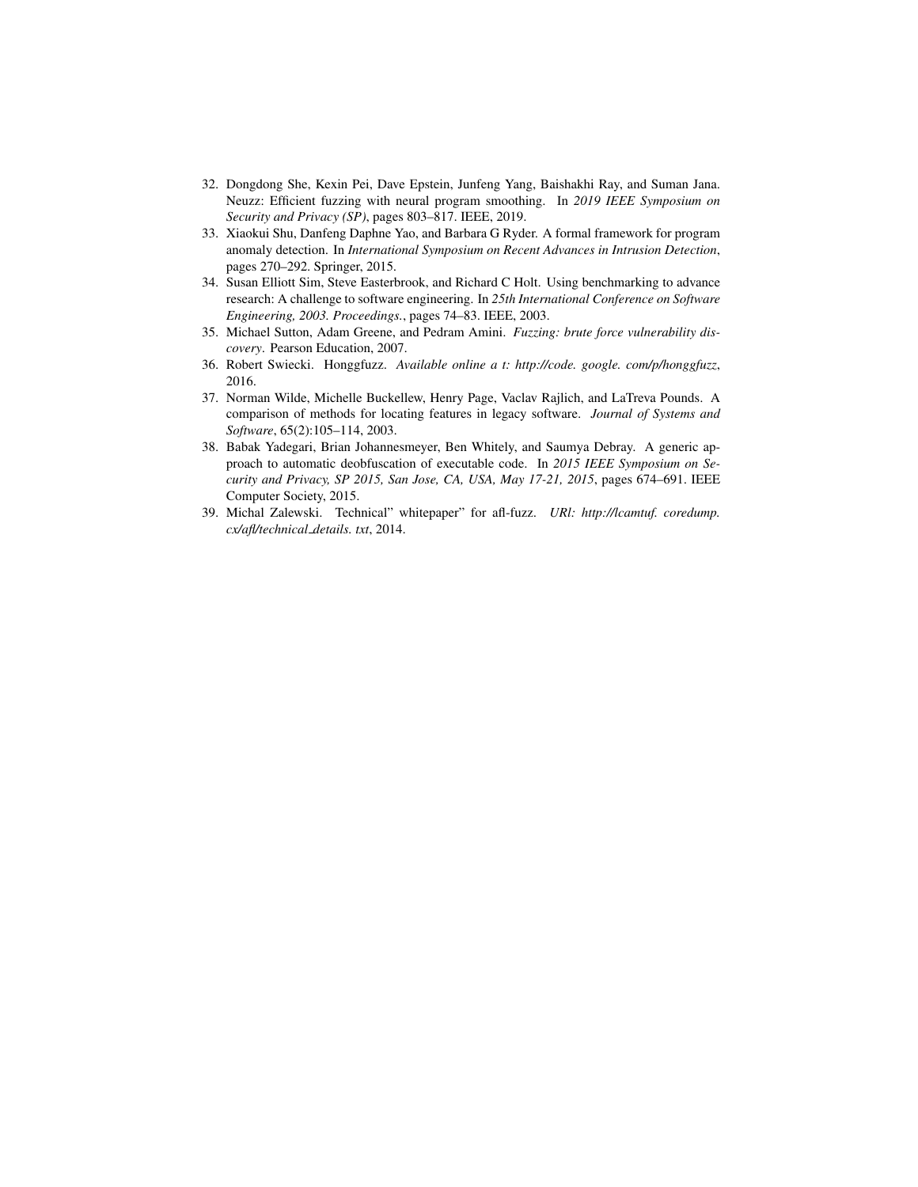32. Dongdong She, Kexin Pei, Dave Epstein, Junfeng Yang, Baishakhi Ray, and Suman Jana. Neuzz: Efficient fuzzing with neural program smoothing. In *2019 IEEE Symposium on Security and Privacy (SP)*, pages 803–817. IEEE, 2019.
33. Xiaokui Shu, Danfeng Daphne Yao, and Barbara G Ryder. A formal framework for program anomaly detection. In *International Symposium on Recent Advances in Intrusion Detection*, pages 270–292. Springer, 2015.
34. Susan Elliott Sim, Steve Easterbrook, and Richard C Holt. Using benchmarking to advance research: A challenge to software engineering. In *25th International Conference on Software Engineering, 2003. Proceedings.*, pages 74–83. IEEE, 2003.
35. Michael Sutton, Adam Greene, and Pedram Amini. *Fuzzing: brute force vulnerability discovery*. Pearson Education, 2007.
36. Robert Swiecki. Honggfuzz. *Available online a t: http://code. google. com/p/honggfuzz*, 2016.
37. Norman Wilde, Michelle Buckellew, Henry Page, Vaclav Rajlich, and LaTreva Pounds. A comparison of methods for locating features in legacy software. *Journal of Systems and Software*, 65(2):105–114, 2003.
38. Babak Yadegari, Brian Johannesmeyer, Ben Whitely, and Saumya Debray. A generic approach to automatic deobfuscation of executable code. In *2015 IEEE Symposium on Security and Privacy, SP 2015, San Jose, CA, USA, May 17-21, 2015*, pages 674–691. IEEE Computer Society, 2015.
39. Michal Zalewski. Technical" whitepaper" for afl-fuzz. *URl: http://lcamtuf. coredump. cx/afl/technical_details. txt*, 2014.